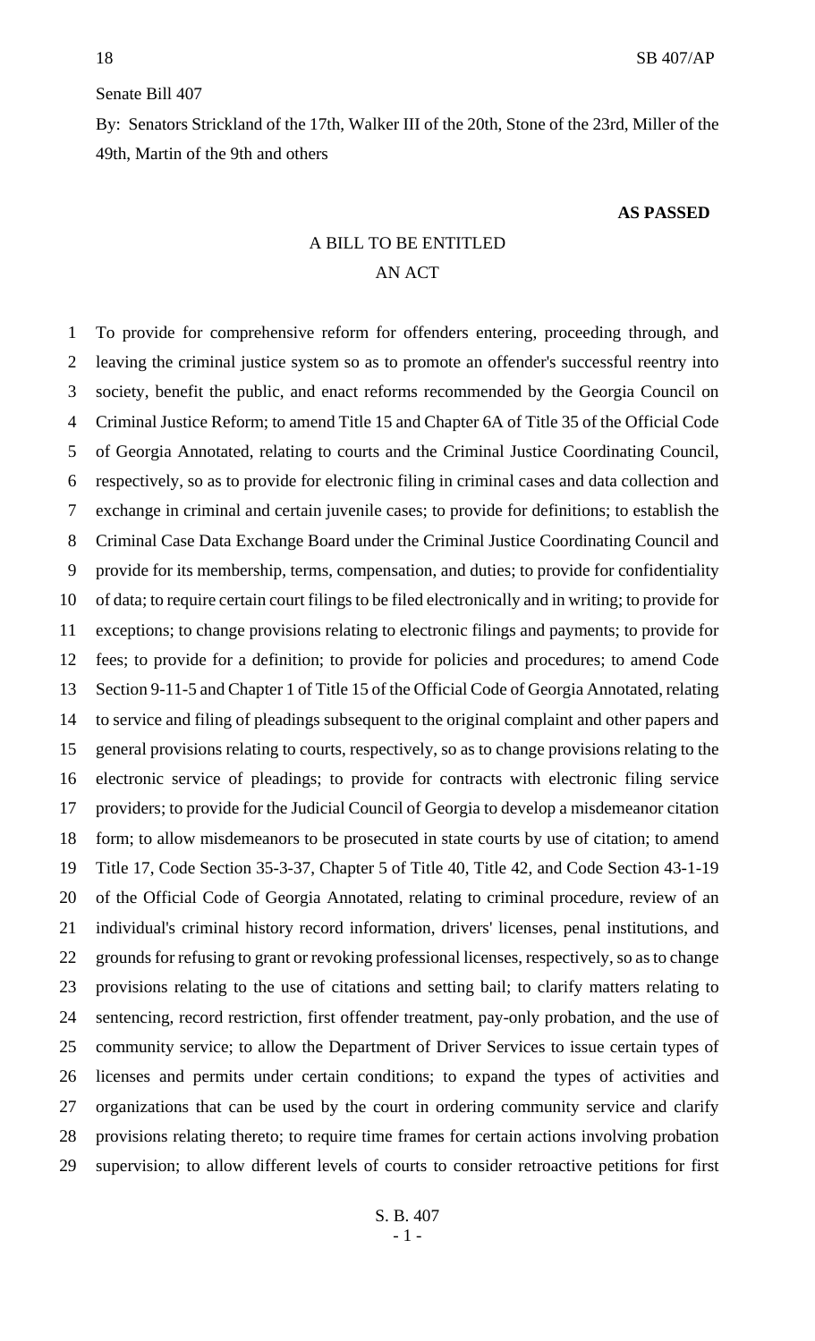Senate Bill 407

By: Senators Strickland of the 17th, Walker III of the 20th, Stone of the 23rd, Miller of the 49th, Martin of the 9th and others

**AS PASSED**

A BILL TO BE ENTITLED

AN ACT

To provide for comprehensive reform for offenders entering, proceeding through, and leaving the criminal justice system so as to promote an offender's successful reentry into society, benefit the public, and enact reforms recommended by the Georgia Council on Criminal Justice Reform; to amend Title 15 and Chapter 6A of Title 35 of the Official Code of Georgia Annotated, relating to courts and the Criminal Justice Coordinating Council, respectively, so as to provide for electronic filing in criminal cases and data collection and exchange in criminal and certain juvenile cases; to provide for definitions; to establish the Criminal Case Data Exchange Board under the Criminal Justice Coordinating Council and provide for its membership, terms, compensation, and duties; to provide for confidentiality of data; to require certain court filings to be filed electronically and in writing; to provide for exceptions; to change provisions relating to electronic filings and payments; to provide for fees; to provide for a definition; to provide for policies and procedures; to amend Code Section 9-11-5 and Chapter 1 of Title 15 of the Official Code of Georgia Annotated, relating to service and filing of pleadings subsequent to the original complaint and other papers and general provisions relating to courts, respectively, so as to change provisions relating to the electronic service of pleadings; to provide for contracts with electronic filing service providers; to provide for the Judicial Council of Georgia to develop a misdemeanor citation form; to allow misdemeanors to be prosecuted in state courts by use of citation; to amend Title 17, Code Section 35-3-37, Chapter 5 of Title 40, Title 42, and Code Section 43-1-19 of the Official Code of Georgia Annotated, relating to criminal procedure, review of an individual's criminal history record information, drivers' licenses, penal institutions, and grounds for refusing to grant or revoking professional licenses, respectively, so as to change provisions relating to the use of citations and setting bail; to clarify matters relating to sentencing, record restriction, first offender treatment, pay-only probation, and the use of community service; to allow the Department of Driver Services to issue certain types of licenses and permits under certain conditions; to expand the types of activities and organizations that can be used by the court in ordering community service and clarify provisions relating thereto; to require time frames for certain actions involving probation supervision; to allow different levels of courts to consider retroactive petitions for first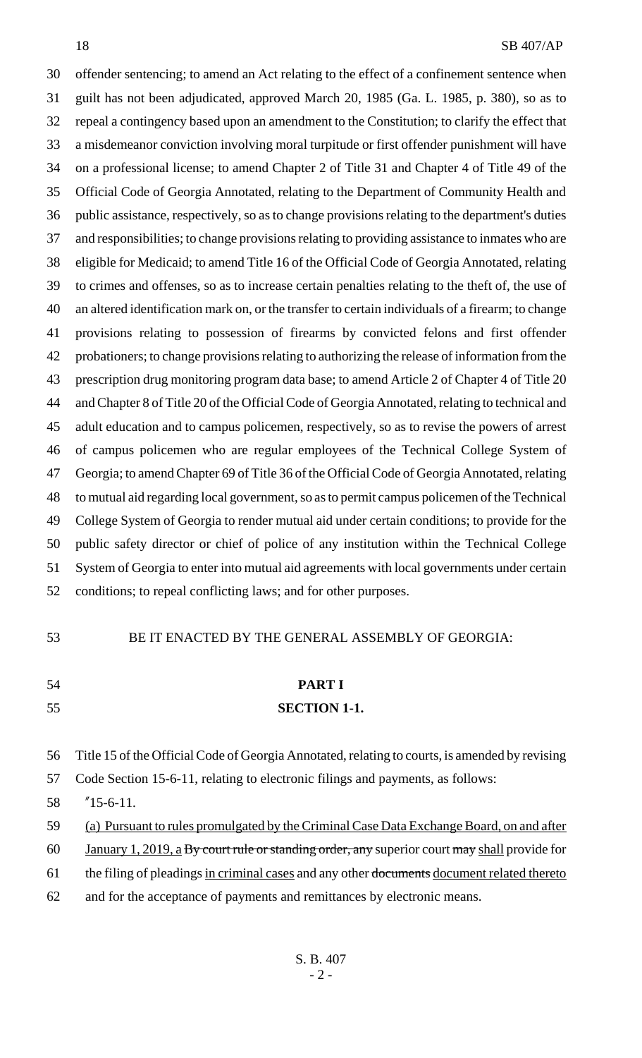offender sentencing; to amend an Act relating to the effect of a confinement sentence when guilt has not been adjudicated, approved March 20, 1985 (Ga. L. 1985, p. 380), so as to repeal a contingency based upon an amendment to the Constitution; to clarify the effect that a misdemeanor conviction involving moral turpitude or first offender punishment will have on a professional license; to amend Chapter 2 of Title 31 and Chapter 4 of Title 49 of the Official Code of Georgia Annotated, relating to the Department of Community Health and public assistance, respectively, so as to change provisions relating to the department's duties and responsibilities; to change provisions relating to providing assistance to inmates who are eligible for Medicaid; to amend Title 16 of the Official Code of Georgia Annotated, relating to crimes and offenses, so as to increase certain penalties relating to the theft of, the use of an altered identification mark on, or the transfer to certain individuals of a firearm; to change provisions relating to possession of firearms by convicted felons and first offender probationers; to change provisions relating to authorizing the release of information from the prescription drug monitoring program data base; to amend Article 2 of Chapter 4 of Title 20 and Chapter 8 of Title 20 of the Official Code of Georgia Annotated, relating to technical and adult education and to campus policemen, respectively, so as to revise the powers of arrest of campus policemen who are regular employees of the Technical College System of Georgia; to amend Chapter 69 of Title 36 of the Official Code of Georgia Annotated, relating to mutual aid regarding local government, so as to permit campus policemen of the Technical College System of Georgia to render mutual aid under certain conditions; to provide for the public safety director or chief of police of any institution within the Technical College System of Georgia to enter into mutual aid agreements with local governments under certain conditions; to repeal conflicting laws; and for other purposes.

BE IT ENACTED BY THE GENERAL ASSEMBLY OF GEORGIA:

**PART I**

**SECTION 1-1.**

Title 15 of the Official Code of Georgia Annotated, relating to courts, is amended by revising Code Section 15-6-11, relating to electronic filings and payments, as follows:

"15-6-11.

(a) Pursuant to rules promulgated by the Criminal Case Data Exchange Board, on and after January 1, 2019, a ~~By court rule or standing order, any~~ superior court ~~may~~ shall provide for the filing of pleadings in criminal cases and any other ~~documents~~ document related thereto and for the acceptance of payments and remittances by electronic means.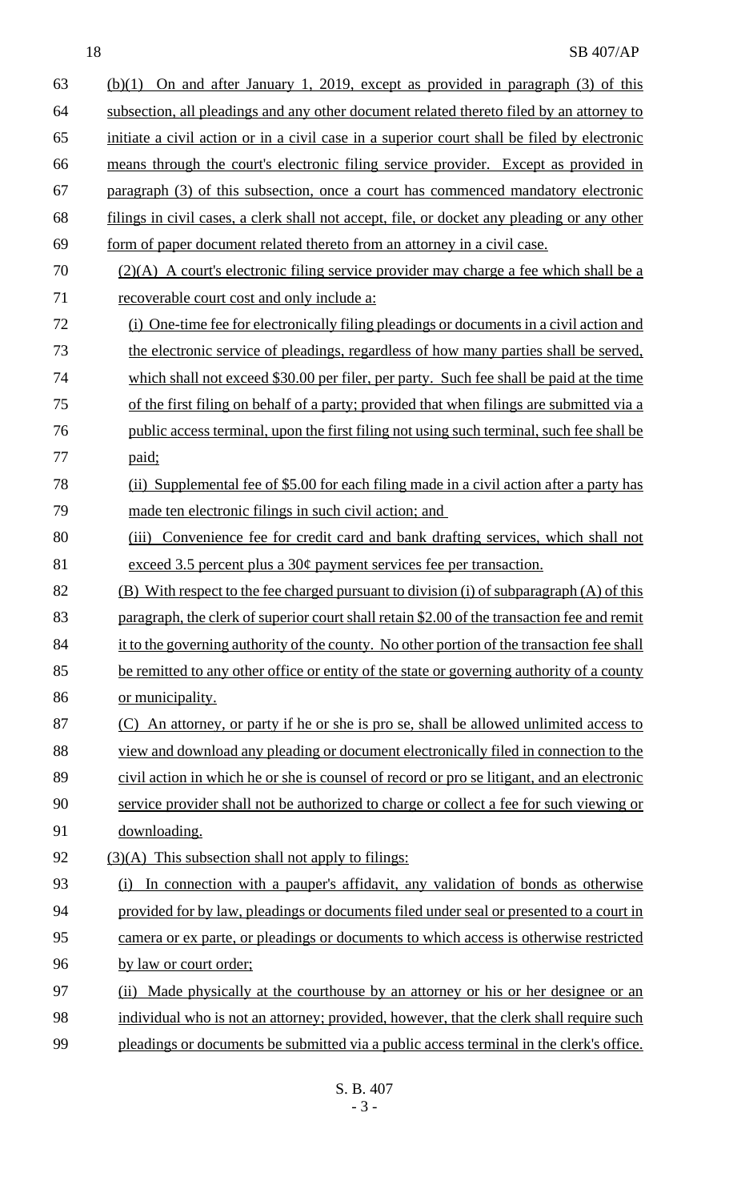(b)(1) On and after January 1, 2019, except as provided in paragraph (3) of this subsection, all pleadings and any other document related thereto filed by an attorney to initiate a civil action or in a civil case in a superior court shall be filed by electronic means through the court's electronic filing service provider. Except as provided in paragraph (3) of this subsection, once a court has commenced mandatory electronic filings in civil cases, a clerk shall not accept, file, or docket any pleading or any other form of paper document related thereto from an attorney in a civil case.

(2)(A) A court's electronic filing service provider may charge a fee which shall be a recoverable court cost and only include a:

(i) One-time fee for electronically filing pleadings or documents in a civil action and the electronic service of pleadings, regardless of how many parties shall be served, which shall not exceed $30.00 per filer, per party. Such fee shall be paid at the time of the first filing on behalf of a party; provided that when filings are submitted via a public access terminal, upon the first filing not using such terminal, such fee shall be paid;

(ii) Supplemental fee of $5.00 for each filing made in a civil action after a party has made ten electronic filings in such civil action; and

(iii) Convenience fee for credit card and bank drafting services, which shall not exceed 3.5 percent plus a 30¢ payment services fee per transaction.

(B) With respect to the fee charged pursuant to division (i) of subparagraph (A) of this paragraph, the clerk of superior court shall retain $2.00 of the transaction fee and remit it to the governing authority of the county. No other portion of the transaction fee shall be remitted to any other office or entity of the state or governing authority of a county or municipality.

(C) An attorney, or party if he or she is pro se, shall be allowed unlimited access to view and download any pleading or document electronically filed in connection to the civil action in which he or she is counsel of record or pro se litigant, and an electronic service provider shall not be authorized to charge or collect a fee for such viewing or downloading.

(3)(A) This subsection shall not apply to filings:

(i) In connection with a pauper's affidavit, any validation of bonds as otherwise provided for by law, pleadings or documents filed under seal or presented to a court in camera or ex parte, or pleadings or documents to which access is otherwise restricted by law or court order;

(ii) Made physically at the courthouse by an attorney or his or her designee or an individual who is not an attorney; provided, however, that the clerk shall require such pleadings or documents be submitted via a public access terminal in the clerk's office.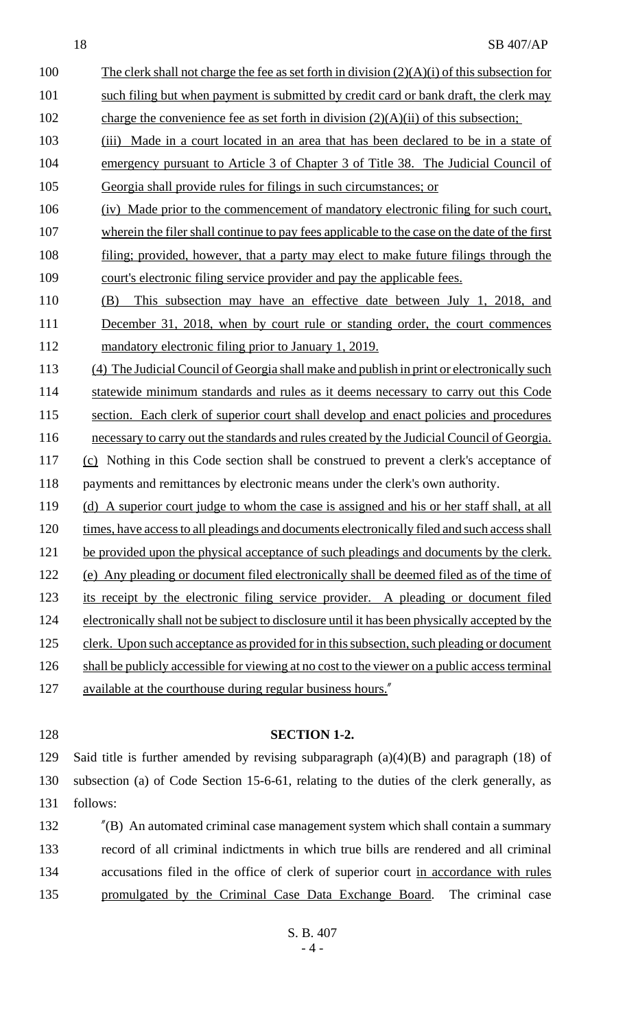The clerk shall not charge the fee as set forth in division (2)(A)(i) of this subsection for such filing but when payment is submitted by credit card or bank draft, the clerk may charge the convenience fee as set forth in division (2)(A)(ii) of this subsection;

(iii) Made in a court located in an area that has been declared to be in a state of emergency pursuant to Article 3 of Chapter 3 of Title 38. The Judicial Council of Georgia shall provide rules for filings in such circumstances; or

(iv) Made prior to the commencement of mandatory electronic filing for such court, wherein the filer shall continue to pay fees applicable to the case on the date of the first filing; provided, however, that a party may elect to make future filings through the court's electronic filing service provider and pay the applicable fees.

(B) This subsection may have an effective date between July 1, 2018, and December 31, 2018, when by court rule or standing order, the court commences mandatory electronic filing prior to January 1, 2019.

(4) The Judicial Council of Georgia shall make and publish in print or electronically such statewide minimum standards and rules as it deems necessary to carry out this Code section. Each clerk of superior court shall develop and enact policies and procedures necessary to carry out the standards and rules created by the Judicial Council of Georgia.

(c) Nothing in this Code section shall be construed to prevent a clerk's acceptance of payments and remittances by electronic means under the clerk's own authority.

(d) A superior court judge to whom the case is assigned and his or her staff shall, at all times, have access to all pleadings and documents electronically filed and such access shall be provided upon the physical acceptance of such pleadings and documents by the clerk.

(e) Any pleading or document filed electronically shall be deemed filed as of the time of its receipt by the electronic filing service provider. A pleading or document filed electronically shall not be subject to disclosure until it has been physically accepted by the clerk. Upon such acceptance as provided for in this subsection, such pleading or document shall be publicly accessible for viewing at no cost to the viewer on a public access terminal available at the courthouse during regular business hours."

**SECTION 1-2.**

Said title is further amended by revising subparagraph (a)(4)(B) and paragraph (18) of subsection (a) of Code Section 15-6-61, relating to the duties of the clerk generally, as follows:

"(B) An automated criminal case management system which shall contain a summary record of all criminal indictments in which true bills are rendered and all criminal accusations filed in the office of clerk of superior court in accordance with rules promulgated by the Criminal Case Data Exchange Board. The criminal case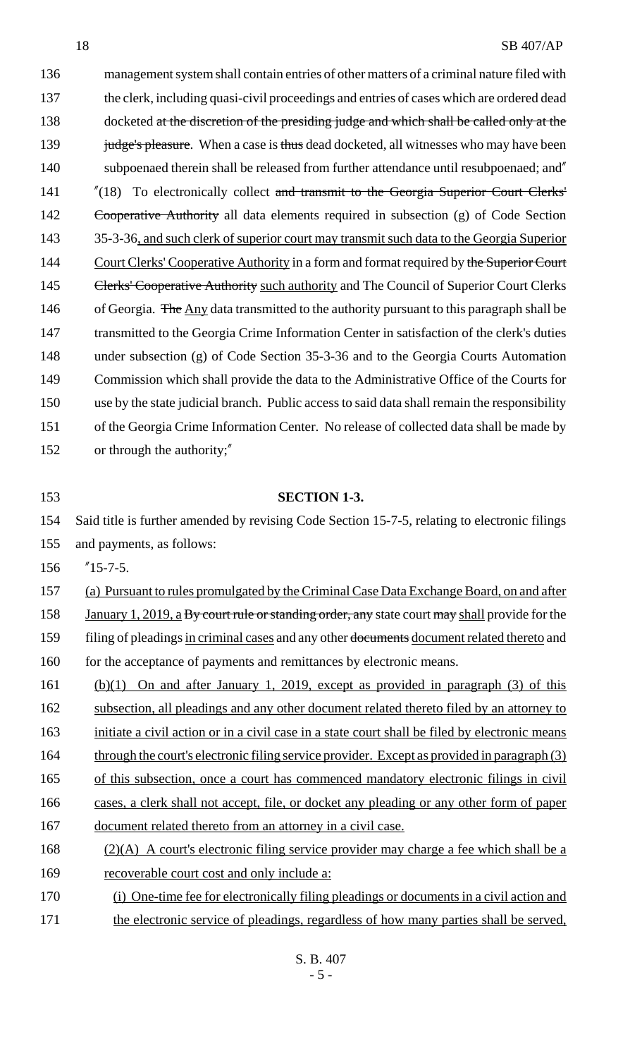management system shall contain entries of other matters of a criminal nature filed with the clerk, including quasi-civil proceedings and entries of cases which are ordered dead docketed ~~at the discretion of the presiding judge and which shall be called only at the judge's pleasure~~. When a case is ~~thus~~ dead docketed, all witnesses who may have been subpoenaed therein shall be released from further attendance until resubpoenaed; and"

"(18) To electronically collect ~~and transmit to the Georgia Superior Court Clerks' Cooperative Authority~~ all data elements required in subsection (g) of Code Section 35-3-36, and such clerk of superior court may transmit such data to the Georgia Superior Court Clerks' Cooperative Authority in a form and format required by ~~the Superior Court Clerks' Cooperative Authority~~ such authority and The Council of Superior Court Clerks of Georgia. ~~The~~ Any data transmitted to the authority pursuant to this paragraph shall be transmitted to the Georgia Crime Information Center in satisfaction of the clerk's duties under subsection (g) of Code Section 35-3-36 and to the Georgia Courts Automation Commission which shall provide the data to the Administrative Office of the Courts for use by the state judicial branch. Public access to said data shall remain the responsibility of the Georgia Crime Information Center. No release of collected data shall be made by or through the authority;"

**SECTION 1-3.**

Said title is further amended by revising Code Section 15-7-5, relating to electronic filings and payments, as follows:

"15-7-5.

(a) Pursuant to rules promulgated by the Criminal Case Data Exchange Board, on and after January 1, 2019, a ~~By court rule or standing order, any~~ state court ~~may~~ shall provide for the filing of pleadings in criminal cases and any other ~~documents~~ document related thereto and for the acceptance of payments and remittances by electronic means.

(b)(1) On and after January 1, 2019, except as provided in paragraph (3) of this subsection, all pleadings and any other document related thereto filed by an attorney to initiate a civil action or in a civil case in a state court shall be filed by electronic means through the court's electronic filing service provider. Except as provided in paragraph (3) of this subsection, once a court has commenced mandatory electronic filings in civil cases, a clerk shall not accept, file, or docket any pleading or any other form of paper document related thereto from an attorney in a civil case.

(2)(A) A court's electronic filing service provider may charge a fee which shall be a recoverable court cost and only include a:

(i) One-time fee for electronically filing pleadings or documents in a civil action and the electronic service of pleadings, regardless of how many parties shall be served,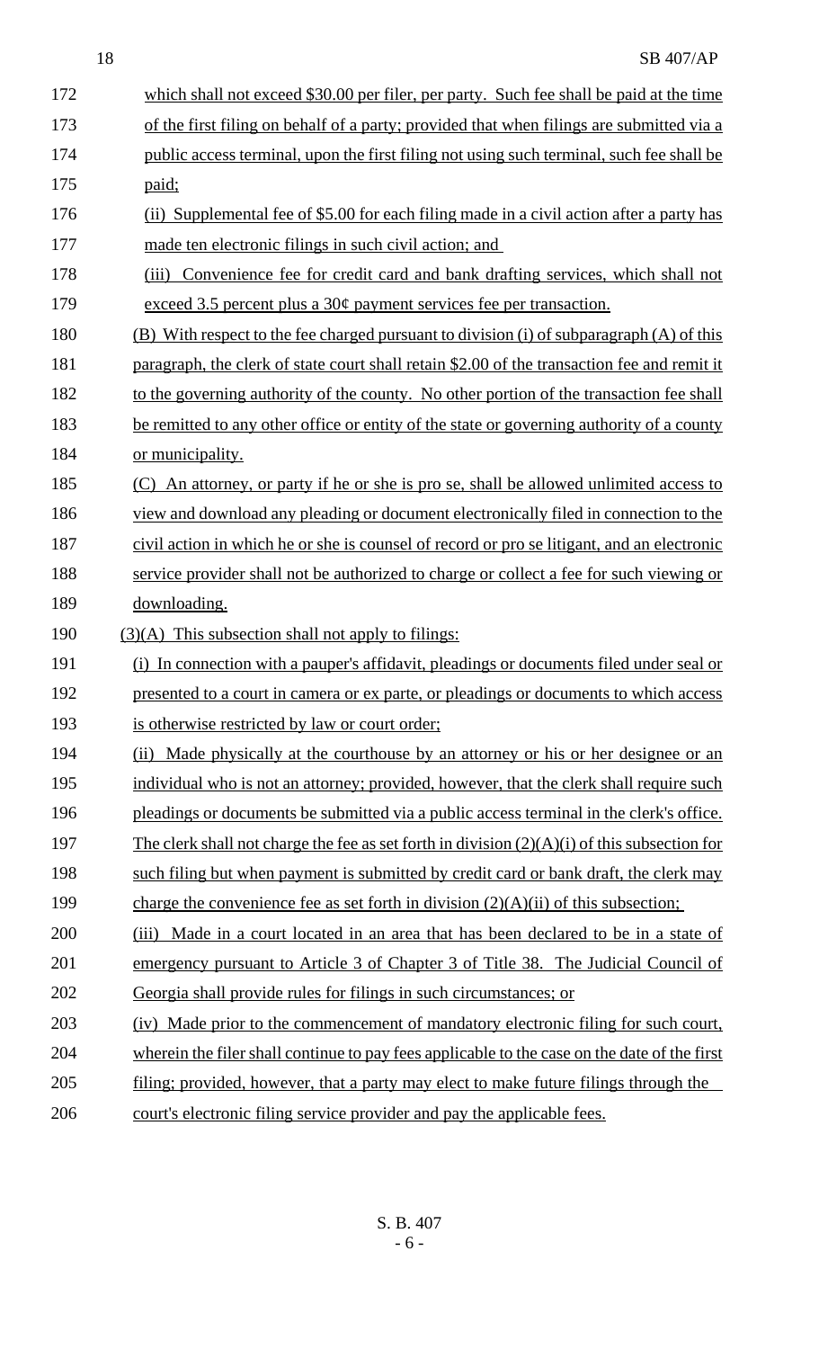which shall not exceed $30.00 per filer, per party. Such fee shall be paid at the time of the first filing on behalf of a party; provided that when filings are submitted via a public access terminal, upon the first filing not using such terminal, such fee shall be paid;

(ii) Supplemental fee of $5.00 for each filing made in a civil action after a party has made ten electronic filings in such civil action; and

(iii) Convenience fee for credit card and bank drafting services, which shall not exceed 3.5 percent plus a 30¢ payment services fee per transaction.

(B) With respect to the fee charged pursuant to division (i) of subparagraph (A) of this paragraph, the clerk of state court shall retain $2.00 of the transaction fee and remit it to the governing authority of the county. No other portion of the transaction fee shall be remitted to any other office or entity of the state or governing authority of a county or municipality.

(C) An attorney, or party if he or she is pro se, shall be allowed unlimited access to view and download any pleading or document electronically filed in connection to the civil action in which he or she is counsel of record or pro se litigant, and an electronic service provider shall not be authorized to charge or collect a fee for such viewing or downloading.

(3)(A) This subsection shall not apply to filings:

(i) In connection with a pauper's affidavit, pleadings or documents filed under seal or presented to a court in camera or ex parte, or pleadings or documents to which access is otherwise restricted by law or court order;

(ii) Made physically at the courthouse by an attorney or his or her designee or an individual who is not an attorney; provided, however, that the clerk shall require such pleadings or documents be submitted via a public access terminal in the clerk's office. The clerk shall not charge the fee as set forth in division (2)(A)(i) of this subsection for such filing but when payment is submitted by credit card or bank draft, the clerk may charge the convenience fee as set forth in division (2)(A)(ii) of this subsection;

(iii) Made in a court located in an area that has been declared to be in a state of emergency pursuant to Article 3 of Chapter 3 of Title 38. The Judicial Council of Georgia shall provide rules for filings in such circumstances; or

(iv) Made prior to the commencement of mandatory electronic filing for such court, wherein the filer shall continue to pay fees applicable to the case on the date of the first filing; provided, however, that a party may elect to make future filings through the court's electronic filing service provider and pay the applicable fees.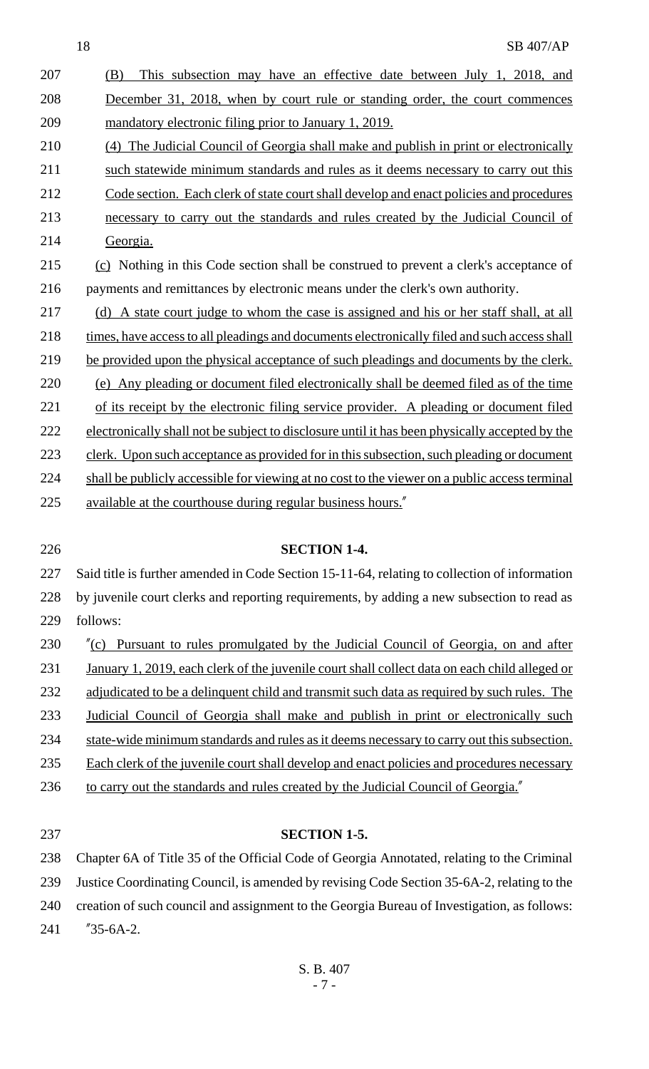(B) This subsection may have an effective date between July 1, 2018, and December 31, 2018, when by court rule or standing order, the court commences mandatory electronic filing prior to January 1, 2019.

(4) The Judicial Council of Georgia shall make and publish in print or electronically such statewide minimum standards and rules as it deems necessary to carry out this Code section. Each clerk of state court shall develop and enact policies and procedures necessary to carry out the standards and rules created by the Judicial Council of Georgia.

(c) Nothing in this Code section shall be construed to prevent a clerk's acceptance of payments and remittances by electronic means under the clerk's own authority.

(d) A state court judge to whom the case is assigned and his or her staff shall, at all times, have access to all pleadings and documents electronically filed and such access shall be provided upon the physical acceptance of such pleadings and documents by the clerk.

(e) Any pleading or document filed electronically shall be deemed filed as of the time of its receipt by the electronic filing service provider. A pleading or document filed electronically shall not be subject to disclosure until it has been physically accepted by the clerk. Upon such acceptance as provided for in this subsection, such pleading or document shall be publicly accessible for viewing at no cost to the viewer on a public access terminal available at the courthouse during regular business hours."

**SECTION 1-4.**

Said title is further amended in Code Section 15-11-64, relating to collection of information by juvenile court clerks and reporting requirements, by adding a new subsection to read as follows:

"(c) Pursuant to rules promulgated by the Judicial Council of Georgia, on and after January 1, 2019, each clerk of the juvenile court shall collect data on each child alleged or adjudicated to be a delinquent child and transmit such data as required by such rules. The Judicial Council of Georgia shall make and publish in print or electronically such state-wide minimum standards and rules as it deems necessary to carry out this subsection. Each clerk of the juvenile court shall develop and enact policies and procedures necessary to carry out the standards and rules created by the Judicial Council of Georgia."

**SECTION 1-5.**

Chapter 6A of Title 35 of the Official Code of Georgia Annotated, relating to the Criminal Justice Coordinating Council, is amended by revising Code Section 35-6A-2, relating to the creation of such council and assignment to the Georgia Bureau of Investigation, as follows:

"35-6A-2.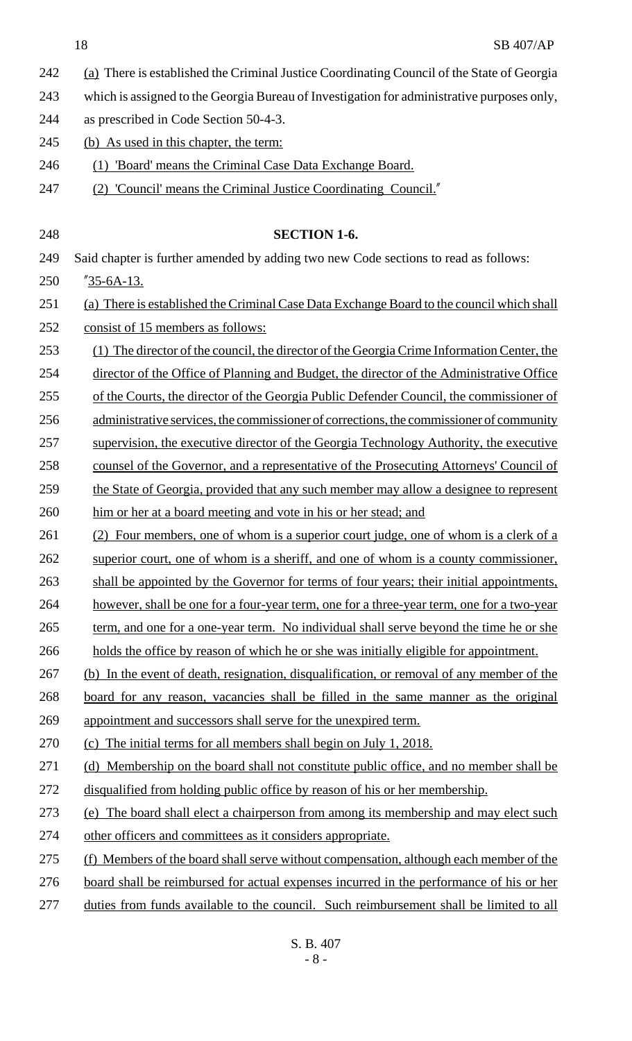(a) There is established the Criminal Justice Coordinating Council of the State of Georgia which is assigned to the Georgia Bureau of Investigation for administrative purposes only, as prescribed in Code Section 50-4-3.

(b) As used in this chapter, the term:

(1) 'Board' means the Criminal Case Data Exchange Board.

(2) 'Council' means the Criminal Justice Coordinating Council."

**SECTION 1-6.**

Said chapter is further amended by adding two new Code sections to read as follows:

"35-6A-13.

(a) There is established the Criminal Case Data Exchange Board to the council which shall consist of 15 members as follows:

(1) The director of the council, the director of the Georgia Crime Information Center, the director of the Office of Planning and Budget, the director of the Administrative Office of the Courts, the director of the Georgia Public Defender Council, the commissioner of administrative services, the commissioner of corrections, the commissioner of community supervision, the executive director of the Georgia Technology Authority, the executive counsel of the Governor, and a representative of the Prosecuting Attorneys' Council of the State of Georgia, provided that any such member may allow a designee to represent him or her at a board meeting and vote in his or her stead; and

(2) Four members, one of whom is a superior court judge, one of whom is a clerk of a superior court, one of whom is a sheriff, and one of whom is a county commissioner, shall be appointed by the Governor for terms of four years; their initial appointments, however, shall be one for a four-year term, one for a three-year term, one for a two-year term, and one for a one-year term. No individual shall serve beyond the time he or she holds the office by reason of which he or she was initially eligible for appointment.

(b) In the event of death, resignation, disqualification, or removal of any member of the board for any reason, vacancies shall be filled in the same manner as the original appointment and successors shall serve for the unexpired term.

(c) The initial terms for all members shall begin on July 1, 2018.

(d) Membership on the board shall not constitute public office, and no member shall be disqualified from holding public office by reason of his or her membership.

(e) The board shall elect a chairperson from among its membership and may elect such other officers and committees as it considers appropriate.

(f) Members of the board shall serve without compensation, although each member of the board shall be reimbursed for actual expenses incurred in the performance of his or her duties from funds available to the council. Such reimbursement shall be limited to all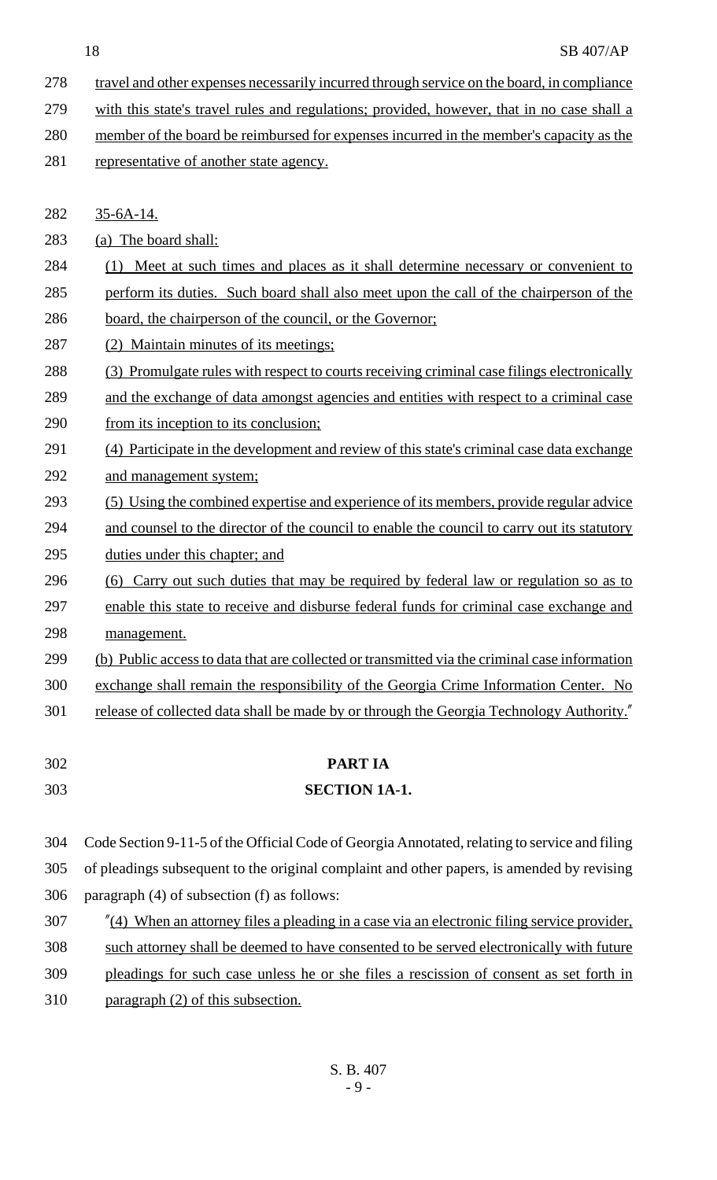travel and other expenses necessarily incurred through service on the board, in compliance with this state's travel rules and regulations; provided, however, that in no case shall a member of the board be reimbursed for expenses incurred in the member's capacity as the representative of another state agency.

35-6A-14.

(a) The board shall:

(1) Meet at such times and places as it shall determine necessary or convenient to perform its duties. Such board shall also meet upon the call of the chairperson of the board, the chairperson of the council, or the Governor;

(2) Maintain minutes of its meetings;

(3) Promulgate rules with respect to courts receiving criminal case filings electronically and the exchange of data amongst agencies and entities with respect to a criminal case from its inception to its conclusion;

(4) Participate in the development and review of this state's criminal case data exchange and management system;

(5) Using the combined expertise and experience of its members, provide regular advice and counsel to the director of the council to enable the council to carry out its statutory duties under this chapter; and

(6) Carry out such duties that may be required by federal law or regulation so as to enable this state to receive and disburse federal funds for criminal case exchange and management.

(b) Public access to data that are collected or transmitted via the criminal case information exchange shall remain the responsibility of the Georgia Crime Information Center. No release of collected data shall be made by or through the Georgia Technology Authority."

## PART IA

### SECTION 1A-1.

Code Section 9-11-5 of the Official Code of Georgia Annotated, relating to service and filing of pleadings subsequent to the original complaint and other papers, is amended by revising paragraph (4) of subsection (f) as follows:

"(4) When an attorney files a pleading in a case via an electronic filing service provider, such attorney shall be deemed to have consented to be served electronically with future pleadings for such case unless he or she files a rescission of consent as set forth in paragraph (2) of this subsection.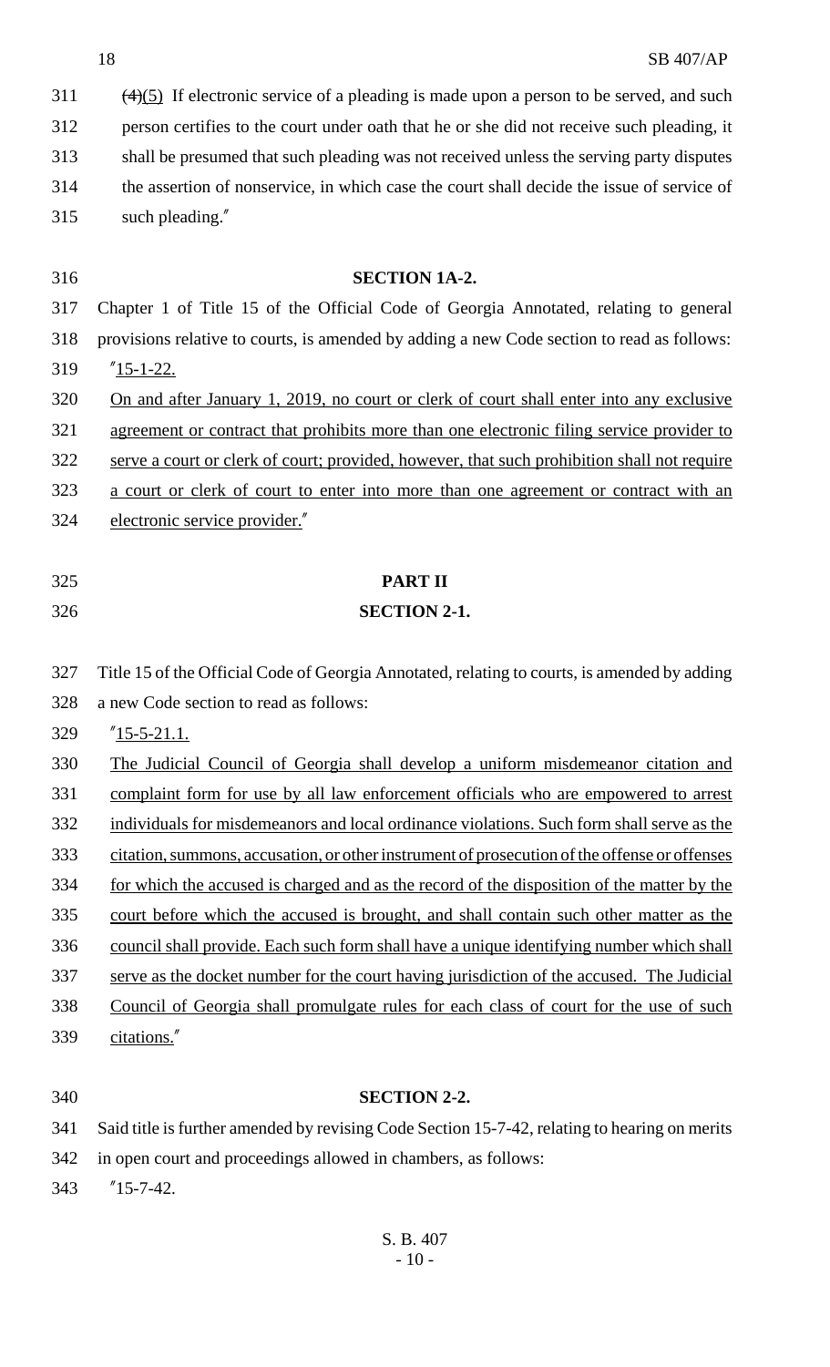~~(4)~~(5) If electronic service of a pleading is made upon a person to be served, and such person certifies to the court under oath that he or she did not receive such pleading, it shall be presumed that such pleading was not received unless the serving party disputes the assertion of nonservice, in which case the court shall decide the issue of service of such pleading."

**SECTION 1A-2.**

Chapter 1 of Title 15 of the Official Code of Georgia Annotated, relating to general provisions relative to courts, is amended by adding a new Code section to read as follows:

"15-1-22.

On and after January 1, 2019, no court or clerk of court shall enter into any exclusive agreement or contract that prohibits more than one electronic filing service provider to serve a court or clerk of court; provided, however, that such prohibition shall not require a court or clerk of court to enter into more than one agreement or contract with an electronic service provider."

**PART II**

**SECTION 2-1.**

Title 15 of the Official Code of Georgia Annotated, relating to courts, is amended by adding a new Code section to read as follows:

"15-5-21.1.

The Judicial Council of Georgia shall develop a uniform misdemeanor citation and complaint form for use by all law enforcement officials who are empowered to arrest individuals for misdemeanors and local ordinance violations. Such form shall serve as the citation, summons, accusation, or other instrument of prosecution of the offense or offenses for which the accused is charged and as the record of the disposition of the matter by the court before which the accused is brought, and shall contain such other matter as the council shall provide. Each such form shall have a unique identifying number which shall serve as the docket number for the court having jurisdiction of the accused. The Judicial Council of Georgia shall promulgate rules for each class of court for the use of such citations."

**SECTION 2-2.**

Said title is further amended by revising Code Section 15-7-42, relating to hearing on merits in open court and proceedings allowed in chambers, as follows:

"15-7-42.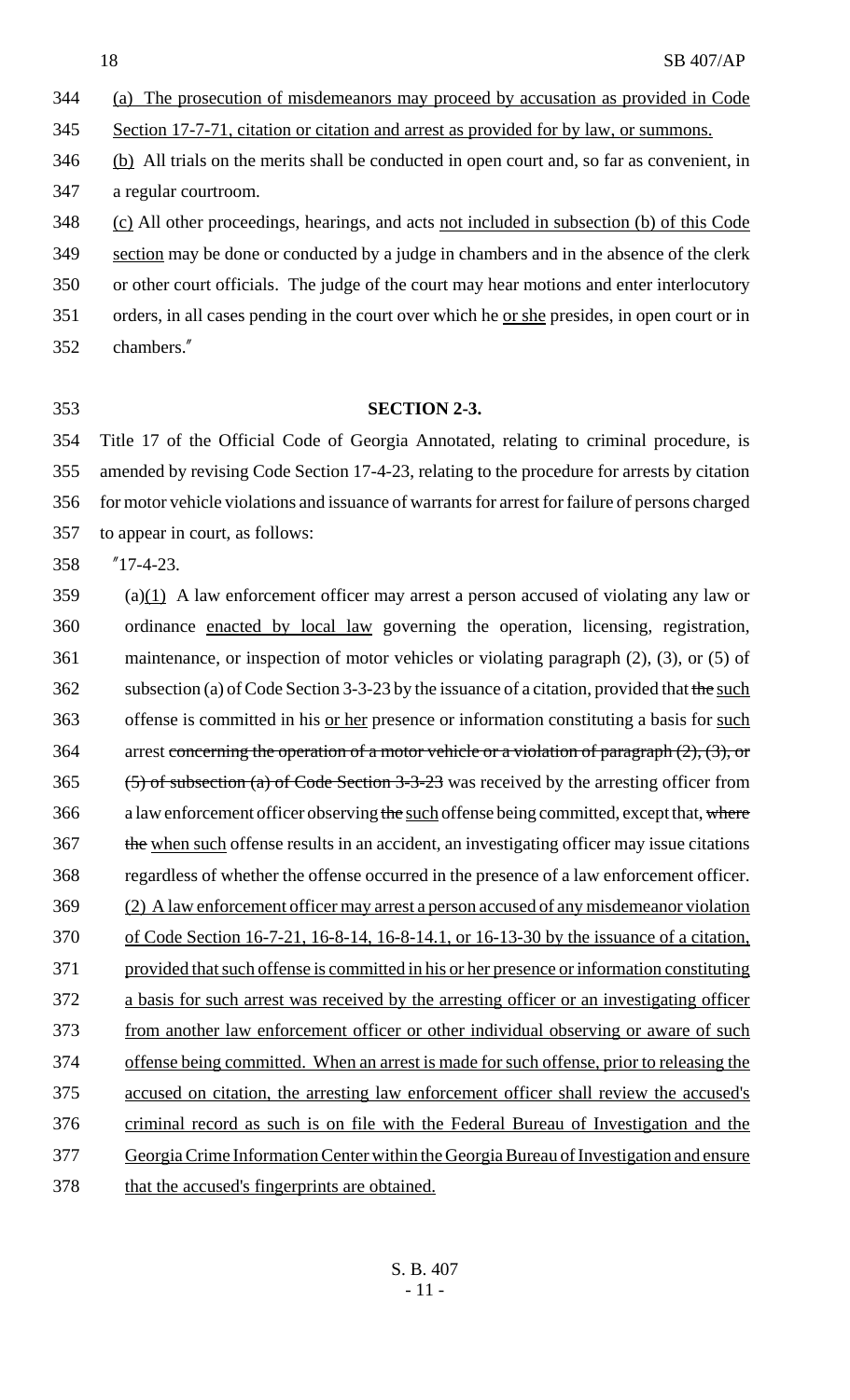(a) The prosecution of misdemeanors may proceed by accusation as provided in Code Section 17-7-71, citation or citation and arrest as provided for by law, or summons.

(b) All trials on the merits shall be conducted in open court and, so far as convenient, in a regular courtroom.

(c) All other proceedings, hearings, and acts not included in subsection (b) of this Code section may be done or conducted by a judge in chambers and in the absence of the clerk or other court officials. The judge of the court may hear motions and enter interlocutory orders, in all cases pending in the court over which he or she presides, in open court or in chambers."

**SECTION 2-3.**

Title 17 of the Official Code of Georgia Annotated, relating to criminal procedure, is amended by revising Code Section 17-4-23, relating to the procedure for arrests by citation for motor vehicle violations and issuance of warrants for arrest for failure of persons charged to appear in court, as follows:

"17-4-23.

(a)(1) A law enforcement officer may arrest a person accused of violating any law or ordinance enacted by local law governing the operation, licensing, registration, maintenance, or inspection of motor vehicles or violating paragraph (2), (3), or (5) of subsection (a) of Code Section 3-3-23 by the issuance of a citation, provided that ~~the~~ such offense is committed in his or her presence or information constituting a basis for such arrest ~~concerning the operation of a motor vehicle or a violation of paragraph (2), (3), or (5) of subsection (a) of Code Section 3-3-23~~ was received by the arresting officer from a law enforcement officer observing ~~the~~ such offense being committed, except that, ~~where the~~ when such offense results in an accident, an investigating officer may issue citations regardless of whether the offense occurred in the presence of a law enforcement officer.

(2) A law enforcement officer may arrest a person accused of any misdemeanor violation of Code Section 16-7-21, 16-8-14, 16-8-14.1, or 16-13-30 by the issuance of a citation, provided that such offense is committed in his or her presence or information constituting a basis for such arrest was received by the arresting officer or an investigating officer from another law enforcement officer or other individual observing or aware of such offense being committed. When an arrest is made for such offense, prior to releasing the accused on citation, the arresting law enforcement officer shall review the accused's criminal record as such is on file with the Federal Bureau of Investigation and the Georgia Crime Information Center within the Georgia Bureau of Investigation and ensure that the accused's fingerprints are obtained.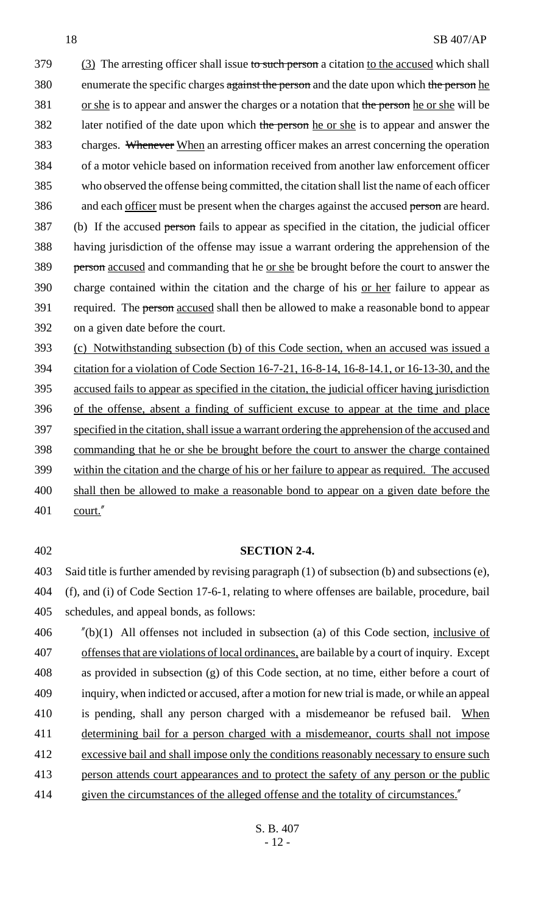(3) The arresting officer shall issue ~~to such person~~ a citation to the accused which shall enumerate the specific charges ~~against the person~~ and the date upon which ~~the person~~ he or she is to appear and answer the charges or a notation that ~~the person~~ he or she will be later notified of the date upon which ~~the person~~ he or she is to appear and answer the charges. ~~Whenever~~ When an arresting officer makes an arrest concerning the operation of a motor vehicle based on information received from another law enforcement officer who observed the offense being committed, the citation shall list the name of each officer and each officer must be present when the charges against the accused ~~person~~ are heard.

(b) If the accused ~~person~~ fails to appear as specified in the citation, the judicial officer having jurisdiction of the offense may issue a warrant ordering the apprehension of the ~~person~~ accused and commanding that he or she be brought before the court to answer the charge contained within the citation and the charge of his or her failure to appear as required. The ~~person~~ accused shall then be allowed to make a reasonable bond to appear on a given date before the court.

(c) Notwithstanding subsection (b) of this Code section, when an accused was issued a citation for a violation of Code Section 16-7-21, 16-8-14, 16-8-14.1, or 16-13-30, and the accused fails to appear as specified in the citation, the judicial officer having jurisdiction of the offense, absent a finding of sufficient excuse to appear at the time and place specified in the citation, shall issue a warrant ordering the apprehension of the accused and commanding that he or she be brought before the court to answer the charge contained within the citation and the charge of his or her failure to appear as required. The accused shall then be allowed to make a reasonable bond to appear on a given date before the court."

**SECTION 2-4.**

Said title is further amended by revising paragraph (1) of subsection (b) and subsections (e), (f), and (i) of Code Section 17-6-1, relating to where offenses are bailable, procedure, bail schedules, and appeal bonds, as follows:

"(b)(1) All offenses not included in subsection (a) of this Code section, inclusive of offenses that are violations of local ordinances, are bailable by a court of inquiry. Except as provided in subsection (g) of this Code section, at no time, either before a court of inquiry, when indicted or accused, after a motion for new trial is made, or while an appeal is pending, shall any person charged with a misdemeanor be refused bail. When determining bail for a person charged with a misdemeanor, courts shall not impose excessive bail and shall impose only the conditions reasonably necessary to ensure such person attends court appearances and to protect the safety of any person or the public given the circumstances of the alleged offense and the totality of circumstances."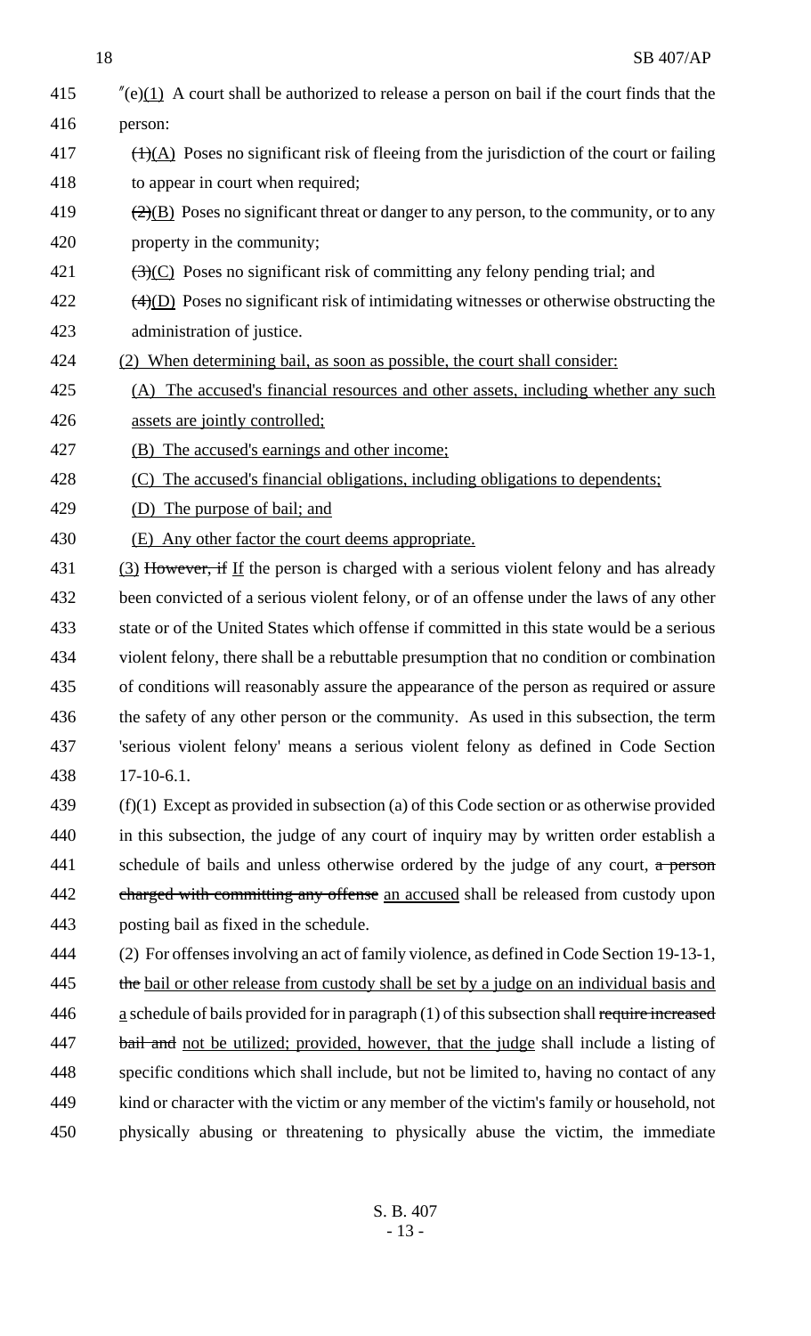"(e)(1) A court shall be authorized to release a person on bail if the court finds that the person:

~~(1)~~(A) Poses no significant risk of fleeing from the jurisdiction of the court or failing to appear in court when required;

~~(2)~~(B) Poses no significant threat or danger to any person, to the community, or to any property in the community;

~~(3)~~(C) Poses no significant risk of committing any felony pending trial; and

~~(4)~~(D) Poses no significant risk of intimidating witnesses or otherwise obstructing the administration of justice.

(2) When determining bail, as soon as possible, the court shall consider:

(A) The accused's financial resources and other assets, including whether any such assets are jointly controlled;

(B) The accused's earnings and other income;

(C) The accused's financial obligations, including obligations to dependents;

(D) The purpose of bail; and

(E) Any other factor the court deems appropriate.

(3) ~~However, if~~ If the person is charged with a serious violent felony and has already been convicted of a serious violent felony, or of an offense under the laws of any other state or of the United States which offense if committed in this state would be a serious violent felony, there shall be a rebuttable presumption that no condition or combination of conditions will reasonably assure the appearance of the person as required or assure the safety of any other person or the community. As used in this subsection, the term 'serious violent felony' means a serious violent felony as defined in Code Section 17-10-6.1.

(f)(1) Except as provided in subsection (a) of this Code section or as otherwise provided in this subsection, the judge of any court of inquiry may by written order establish a schedule of bails and unless otherwise ordered by the judge of any court, ~~a person charged with committing any offense~~ an accused shall be released from custody upon posting bail as fixed in the schedule.

(2) For offenses involving an act of family violence, as defined in Code Section 19-13-1, ~~the~~ bail or other release from custody shall be set by a judge on an individual basis and a schedule of bails provided for in paragraph (1) of this subsection shall ~~require increased bail and~~ not be utilized; provided, however, that the judge shall include a listing of specific conditions which shall include, but not be limited to, having no contact of any kind or character with the victim or any member of the victim's family or household, not physically abusing or threatening to physically abuse the victim, the immediate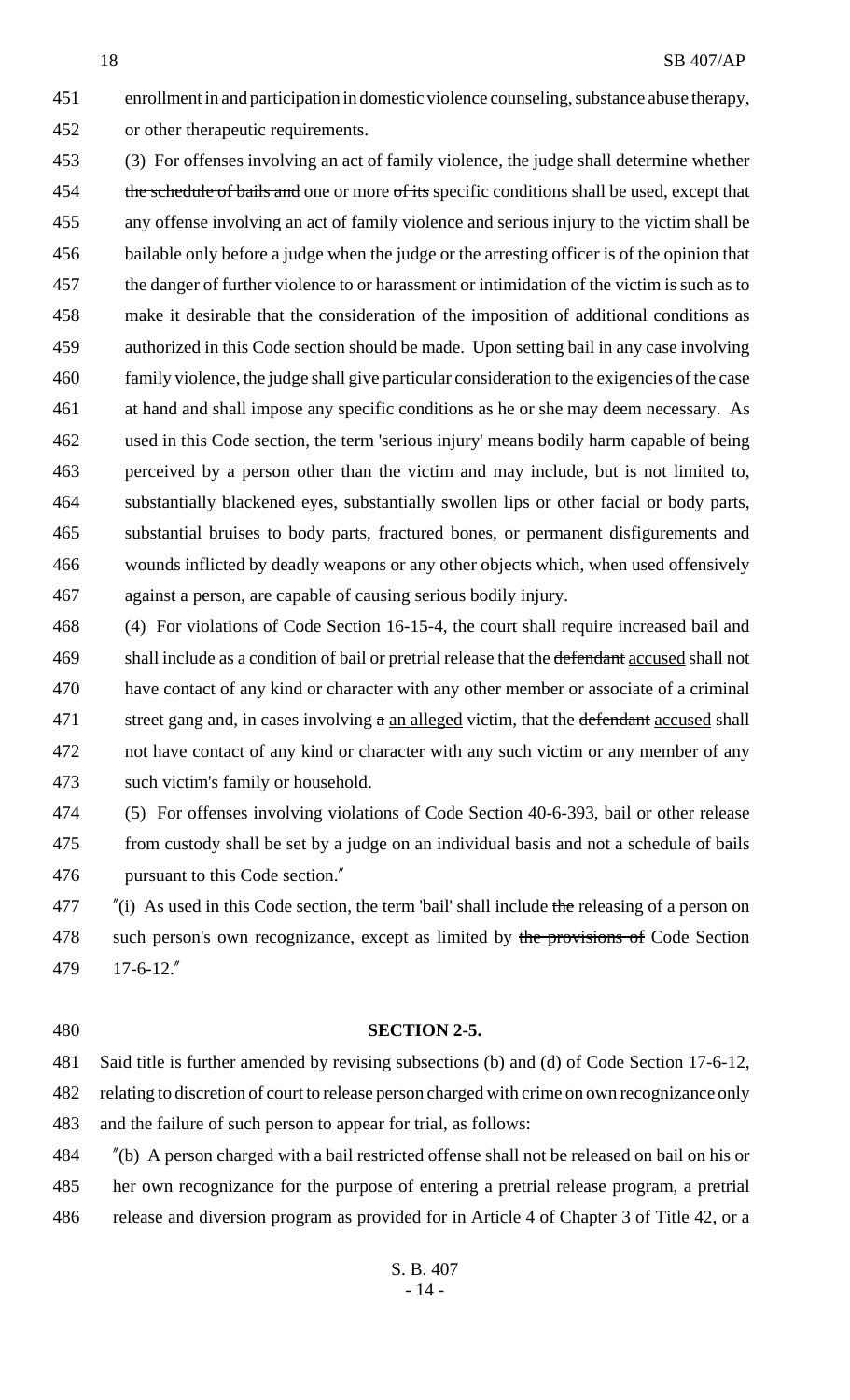enrollment in and participation in domestic violence counseling, substance abuse therapy, or other therapeutic requirements.

(3) For offenses involving an act of family violence, the judge shall determine whether ~~the schedule of bails and~~ one or more ~~of its~~ specific conditions shall be used, except that any offense involving an act of family violence and serious injury to the victim shall be bailable only before a judge when the judge or the arresting officer is of the opinion that the danger of further violence to or harassment or intimidation of the victim is such as to make it desirable that the consideration of the imposition of additional conditions as authorized in this Code section should be made. Upon setting bail in any case involving family violence, the judge shall give particular consideration to the exigencies of the case at hand and shall impose any specific conditions as he or she may deem necessary. As used in this Code section, the term 'serious injury' means bodily harm capable of being perceived by a person other than the victim and may include, but is not limited to, substantially blackened eyes, substantially swollen lips or other facial or body parts, substantial bruises to body parts, fractured bones, or permanent disfigurements and wounds inflicted by deadly weapons or any other objects which, when used offensively against a person, are capable of causing serious bodily injury.

(4) For violations of Code Section 16-15-4, the court shall require increased bail and shall include as a condition of bail or pretrial release that the ~~defendant~~ accused shall not have contact of any kind or character with any other member or associate of a criminal street gang and, in cases involving ~~a~~ an alleged victim, that the ~~defendant~~ accused shall not have contact of any kind or character with any such victim or any member of any such victim's family or household.

(5) For offenses involving violations of Code Section 40-6-393, bail or other release from custody shall be set by a judge on an individual basis and not a schedule of bails pursuant to this Code section."

"(i) As used in this Code section, the term 'bail' shall include ~~the~~ releasing of a person on such person's own recognizance, except as limited by ~~the provisions of~~ Code Section 17-6-12."

**SECTION 2-5.**

Said title is further amended by revising subsections (b) and (d) of Code Section 17-6-12, relating to discretion of court to release person charged with crime on own recognizance only and the failure of such person to appear for trial, as follows:

"(b) A person charged with a bail restricted offense shall not be released on bail on his or her own recognizance for the purpose of entering a pretrial release program, a pretrial release and diversion program as provided for in Article 4 of Chapter 3 of Title 42, or a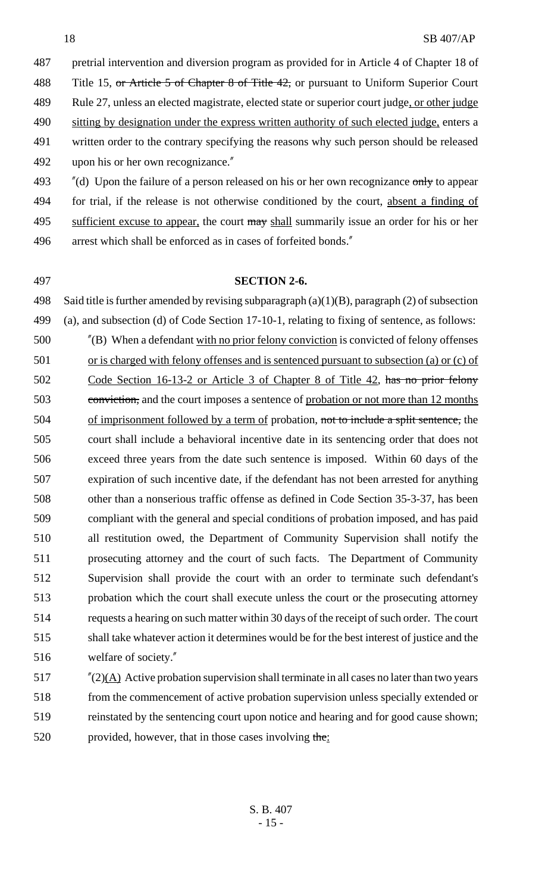pretrial intervention and diversion program as provided for in Article 4 of Chapter 18 of Title 15, ~~or Article 5 of Chapter 8 of Title 42,~~ or pursuant to Uniform Superior Court Rule 27, unless an elected magistrate, elected state or superior court judge, or other judge sitting by designation under the express written authority of such elected judge, enters a written order to the contrary specifying the reasons why such person should be released upon his or her own recognizance."

"(d) Upon the failure of a person released on his or her own recognizance ~~only~~ to appear for trial, if the release is not otherwise conditioned by the court, absent a finding of sufficient excuse to appear, the court ~~may~~ shall summarily issue an order for his or her arrest which shall be enforced as in cases of forfeited bonds."

**SECTION 2-6.**

Said title is further amended by revising subparagraph (a)(1)(B), paragraph (2) of subsection (a), and subsection (d) of Code Section 17-10-1, relating to fixing of sentence, as follows:

"(B) When a defendant with no prior felony conviction is convicted of felony offenses or is charged with felony offenses and is sentenced pursuant to subsection (a) or (c) of Code Section 16-13-2 or Article 3 of Chapter 8 of Title 42, ~~has no prior felony conviction,~~ and the court imposes a sentence of probation or not more than 12 months of imprisonment followed by a term of probation, ~~not to include a split sentence,~~ the court shall include a behavioral incentive date in its sentencing order that does not exceed three years from the date such sentence is imposed. Within 60 days of the expiration of such incentive date, if the defendant has not been arrested for anything other than a nonserious traffic offense as defined in Code Section 35-3-37, has been compliant with the general and special conditions of probation imposed, and has paid all restitution owed, the Department of Community Supervision shall notify the prosecuting attorney and the court of such facts. The Department of Community Supervision shall provide the court with an order to terminate such defendant's probation which the court shall execute unless the court or the prosecuting attorney requests a hearing on such matter within 30 days of the receipt of such order. The court shall take whatever action it determines would be for the best interest of justice and the welfare of society."

"(2)(A) Active probation supervision shall terminate in all cases no later than two years from the commencement of active probation supervision unless specially extended or reinstated by the sentencing court upon notice and hearing and for good cause shown; provided, however, that in those cases involving ~~the~~: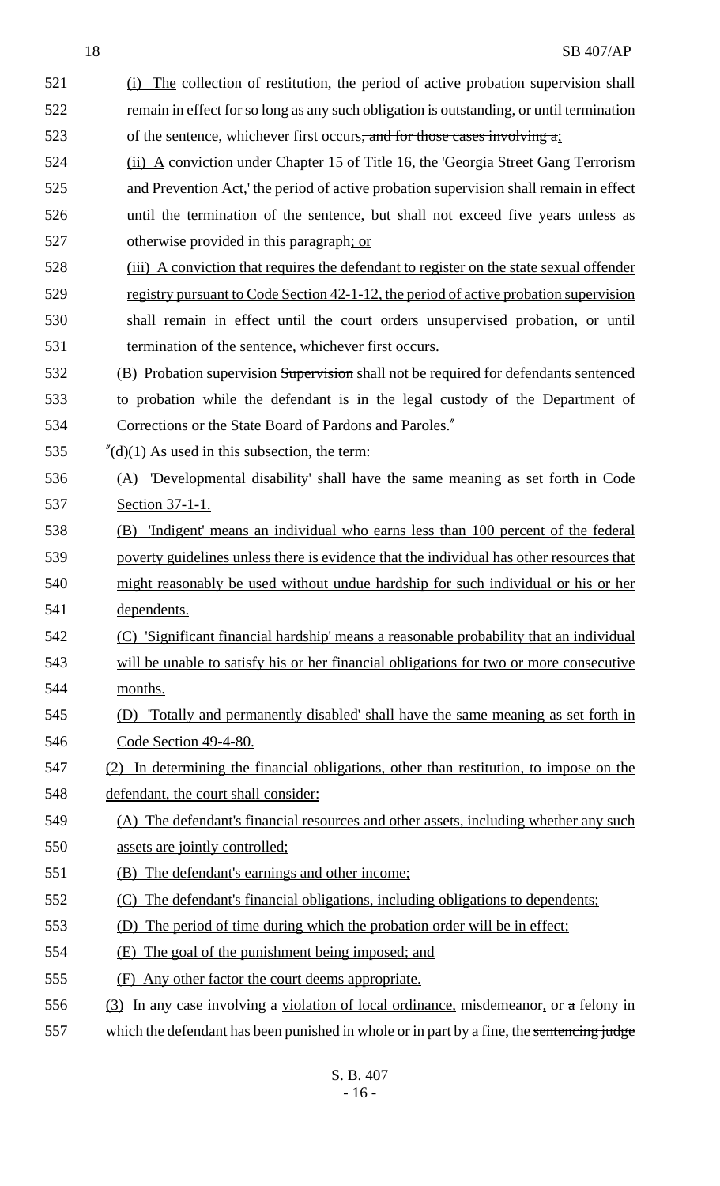(i) The collection of restitution, the period of active probation supervision shall remain in effect for so long as any such obligation is outstanding, or until termination of the sentence, whichever first occurs, and for those cases involving a;

(ii) A conviction under Chapter 15 of Title 16, the 'Georgia Street Gang Terrorism and Prevention Act,' the period of active probation supervision shall remain in effect until the termination of the sentence, but shall not exceed five years unless as otherwise provided in this paragraph; or

(iii) A conviction that requires the defendant to register on the state sexual offender registry pursuant to Code Section 42-1-12, the period of active probation supervision shall remain in effect until the court orders unsupervised probation, or until termination of the sentence, whichever first occurs.

(B) Probation supervision Supervision shall not be required for defendants sentenced to probation while the defendant is in the legal custody of the Department of Corrections or the State Board of Pardons and Paroles."

"(d)(1) As used in this subsection, the term:

(A) 'Developmental disability' shall have the same meaning as set forth in Code Section 37-1-1.

(B) 'Indigent' means an individual who earns less than 100 percent of the federal poverty guidelines unless there is evidence that the individual has other resources that might reasonably be used without undue hardship for such individual or his or her dependents.

(C) 'Significant financial hardship' means a reasonable probability that an individual will be unable to satisfy his or her financial obligations for two or more consecutive months.

(D) 'Totally and permanently disabled' shall have the same meaning as set forth in Code Section 49-4-80.

(2) In determining the financial obligations, other than restitution, to impose on the defendant, the court shall consider:

(A) The defendant's financial resources and other assets, including whether any such assets are jointly controlled;

(B) The defendant's earnings and other income;

(C) The defendant's financial obligations, including obligations to dependents;

(D) The period of time during which the probation order will be in effect;

(E) The goal of the punishment being imposed; and

(F) Any other factor the court deems appropriate.

(3) In any case involving a violation of local ordinance, misdemeanor, or a felony in which the defendant has been punished in whole or in part by a fine, the sentencing judge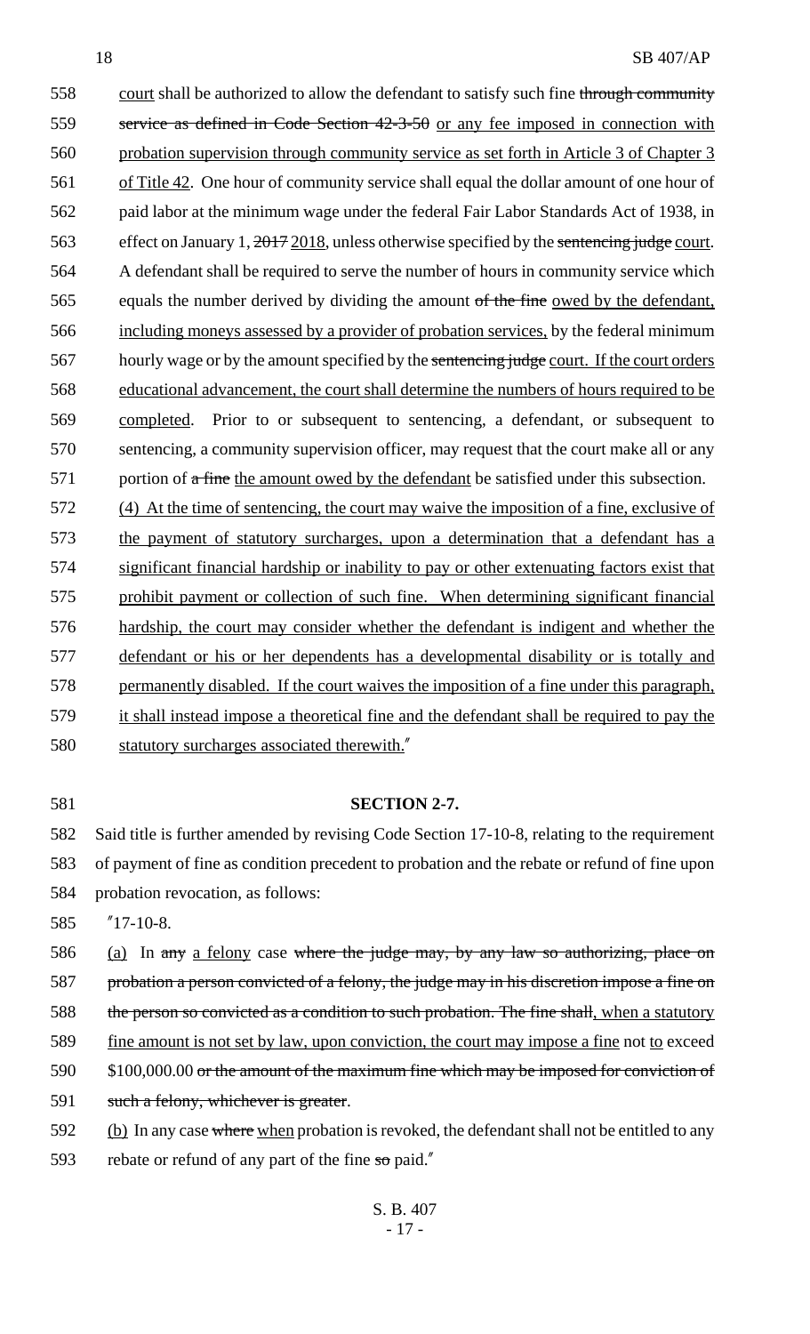court shall be authorized to allow the defendant to satisfy such fine through community service as defined in Code Section 42-3-50 or any fee imposed in connection with probation supervision through community service as set forth in Article 3 of Chapter 3 of Title 42. One hour of community service shall equal the dollar amount of one hour of paid labor at the minimum wage under the federal Fair Labor Standards Act of 1938, in effect on January 1, 2017 2018, unless otherwise specified by the sentencing judge court. A defendant shall be required to serve the number of hours in community service which equals the number derived by dividing the amount of the fine owed by the defendant, including moneys assessed by a provider of probation services, by the federal minimum hourly wage or by the amount specified by the sentencing judge court. If the court orders educational advancement, the court shall determine the numbers of hours required to be completed. Prior to or subsequent to sentencing, a defendant, or subsequent to sentencing, a community supervision officer, may request that the court make all or any portion of a fine the amount owed by the defendant be satisfied under this subsection.

(4) At the time of sentencing, the court may waive the imposition of a fine, exclusive of the payment of statutory surcharges, upon a determination that a defendant has a significant financial hardship or inability to pay or other extenuating factors exist that prohibit payment or collection of such fine. When determining significant financial hardship, the court may consider whether the defendant is indigent and whether the defendant or his or her dependents has a developmental disability or is totally and permanently disabled. If the court waives the imposition of a fine under this paragraph, it shall instead impose a theoretical fine and the defendant shall be required to pay the statutory surcharges associated therewith."

**SECTION 2-7.**

Said title is further amended by revising Code Section 17-10-8, relating to the requirement of payment of fine as condition precedent to probation and the rebate or refund of fine upon probation revocation, as follows:

"17-10-8.

(a) In any a felony case where the judge may, by any law so authorizing, place on probation a person convicted of a felony, the judge may in his discretion impose a fine on the person so convicted as a condition to such probation. The fine shall, when a statutory fine amount is not set by law, upon conviction, the court may impose a fine not to exceed $100,000.00 or the amount of the maximum fine which may be imposed for conviction of such a felony, whichever is greater.

(b) In any case where when probation is revoked, the defendant shall not be entitled to any rebate or refund of any part of the fine so paid."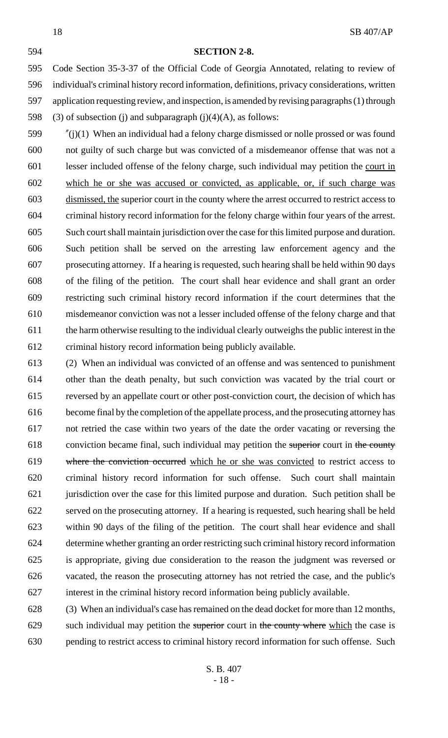**SECTION 2-8.**

Code Section 35-3-37 of the Official Code of Georgia Annotated, relating to review of individual's criminal history record information, definitions, privacy considerations, written application requesting review, and inspection, is amended by revising paragraphs (1) through (3) of subsection (j) and subparagraph (j)(4)(A), as follows:

"(j)(1) When an individual had a felony charge dismissed or nolle prossed or was found not guilty of such charge but was convicted of a misdemeanor offense that was not a lesser included offense of the felony charge, such individual may petition the court in which he or she was accused or convicted, as applicable, or, if such charge was dismissed, the superior court in the county where the arrest occurred to restrict access to criminal history record information for the felony charge within four years of the arrest. Such court shall maintain jurisdiction over the case for this limited purpose and duration. Such petition shall be served on the arresting law enforcement agency and the prosecuting attorney. If a hearing is requested, such hearing shall be held within 90 days of the filing of the petition. The court shall hear evidence and shall grant an order restricting such criminal history record information if the court determines that the misdemeanor conviction was not a lesser included offense of the felony charge and that the harm otherwise resulting to the individual clearly outweighs the public interest in the criminal history record information being publicly available.

(2) When an individual was convicted of an offense and was sentenced to punishment other than the death penalty, but such conviction was vacated by the trial court or reversed by an appellate court or other post-conviction court, the decision of which has become final by the completion of the appellate process, and the prosecuting attorney has not retried the case within two years of the date the order vacating or reversing the conviction became final, such individual may petition the ~~superior~~ court in ~~the county where the conviction occurred~~ which he or she was convicted to restrict access to criminal history record information for such offense. Such court shall maintain jurisdiction over the case for this limited purpose and duration. Such petition shall be served on the prosecuting attorney. If a hearing is requested, such hearing shall be held within 90 days of the filing of the petition. The court shall hear evidence and shall determine whether granting an order restricting such criminal history record information is appropriate, giving due consideration to the reason the judgment was reversed or vacated, the reason the prosecuting attorney has not retried the case, and the public's interest in the criminal history record information being publicly available.

(3) When an individual's case has remained on the dead docket for more than 12 months, such individual may petition the ~~superior~~ court in ~~the county where~~ which the case is pending to restrict access to criminal history record information for such offense. Such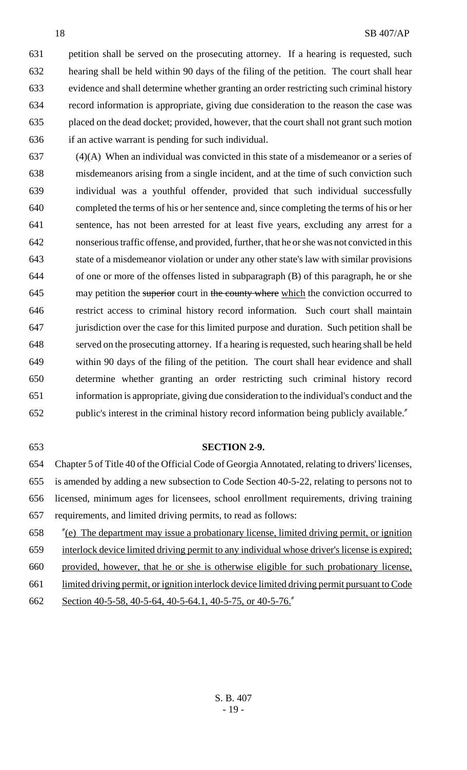petition shall be served on the prosecuting attorney. If a hearing is requested, such hearing shall be held within 90 days of the filing of the petition. The court shall hear evidence and shall determine whether granting an order restricting such criminal history record information is appropriate, giving due consideration to the reason the case was placed on the dead docket; provided, however, that the court shall not grant such motion if an active warrant is pending for such individual.

(4)(A) When an individual was convicted in this state of a misdemeanor or a series of misdemeanors arising from a single incident, and at the time of such conviction such individual was a youthful offender, provided that such individual successfully completed the terms of his or her sentence and, since completing the terms of his or her sentence, has not been arrested for at least five years, excluding any arrest for a nonserious traffic offense, and provided, further, that he or she was not convicted in this state of a misdemeanor violation or under any other state's law with similar provisions of one or more of the offenses listed in subparagraph (B) of this paragraph, he or she may petition the ~~superior~~ court in ~~the county where~~ which the conviction occurred to restrict access to criminal history record information. Such court shall maintain jurisdiction over the case for this limited purpose and duration. Such petition shall be served on the prosecuting attorney. If a hearing is requested, such hearing shall be held within 90 days of the filing of the petition. The court shall hear evidence and shall determine whether granting an order restricting such criminal history record information is appropriate, giving due consideration to the individual's conduct and the public's interest in the criminal history record information being publicly available."

**SECTION 2-9.**

Chapter 5 of Title 40 of the Official Code of Georgia Annotated, relating to drivers' licenses, is amended by adding a new subsection to Code Section 40-5-22, relating to persons not to licensed, minimum ages for licensees, school enrollment requirements, driving training requirements, and limited driving permits, to read as follows:

"(e) The department may issue a probationary license, limited driving permit, or ignition interlock device limited driving permit to any individual whose driver's license is expired; provided, however, that he or she is otherwise eligible for such probationary license, limited driving permit, or ignition interlock device limited driving permit pursuant to Code Section 40-5-58, 40-5-64, 40-5-64.1, 40-5-75, or 40-5-76."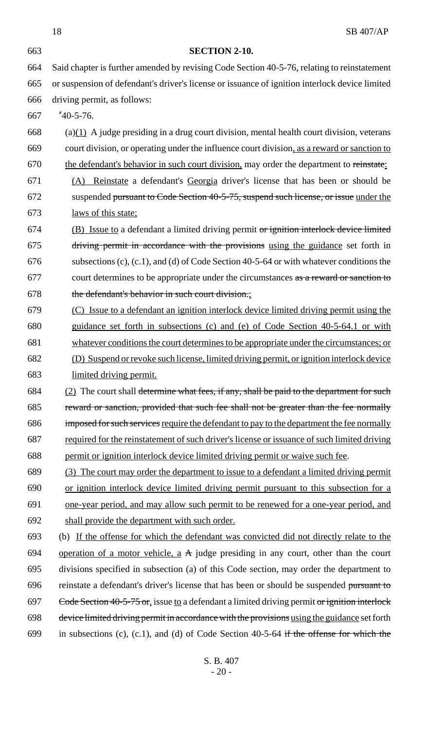**SECTION 2-10.**

Said chapter is further amended by revising Code Section 40-5-76, relating to reinstatement or suspension of defendant's driver's license or issuance of ignition interlock device limited driving permit, as follows:

"40-5-76.

(a)(1) A judge presiding in a drug court division, mental health court division, veterans court division, or operating under the influence court division, as a reward or sanction to the defendant's behavior in such court division, may order the department to ~~reinstate~~:

(A) Reinstate a defendant's Georgia driver's license that has been or should be suspended ~~pursuant to Code Section 40-5-75, suspend such license, or issue~~ under the laws of this state;

(B) Issue to a defendant a limited driving permit ~~or ignition interlock device limited driving permit in accordance with the provisions~~ using the guidance set forth in subsections (c), (c.1), and (d) of Code Section 40-5-64 or with whatever conditions the court determines to be appropriate under the circumstances ~~as a reward or sanction to the defendant's behavior in such court division.~~;

(C) Issue to a defendant an ignition interlock device limited driving permit using the guidance set forth in subsections (c) and (e) of Code Section 40-5-64.1 or with whatever conditions the court determines to be appropriate under the circumstances; or

(D) Suspend or revoke such license, limited driving permit, or ignition interlock device limited driving permit.

(2) The court shall ~~determine what fees, if any, shall be paid to the department for such reward or sanction, provided that such fee shall not be greater than the fee normally imposed for such services~~ require the defendant to pay to the department the fee normally required for the reinstatement of such driver's license or issuance of such limited driving permit or ignition interlock device limited driving permit or waive such fee.

(3) The court may order the department to issue to a defendant a limited driving permit or ignition interlock device limited driving permit pursuant to this subsection for a one-year period, and may allow such permit to be renewed for a one-year period, and shall provide the department with such order.

(b) If the offense for which the defendant was convicted did not directly relate to the operation of a motor vehicle, a ~~A~~ judge presiding in any court, other than the court divisions specified in subsection (a) of this Code section, may order the department to reinstate a defendant's driver's license that has been or should be suspended ~~pursuant to Code Section 40-5-75 or~~, issue to a defendant a limited driving permit ~~or ignition interlock device limited driving permit in accordance with the provisions~~ using the guidance set forth in subsections (c), (c.1), and (d) of Code Section 40-5-64 ~~if the offense for which the~~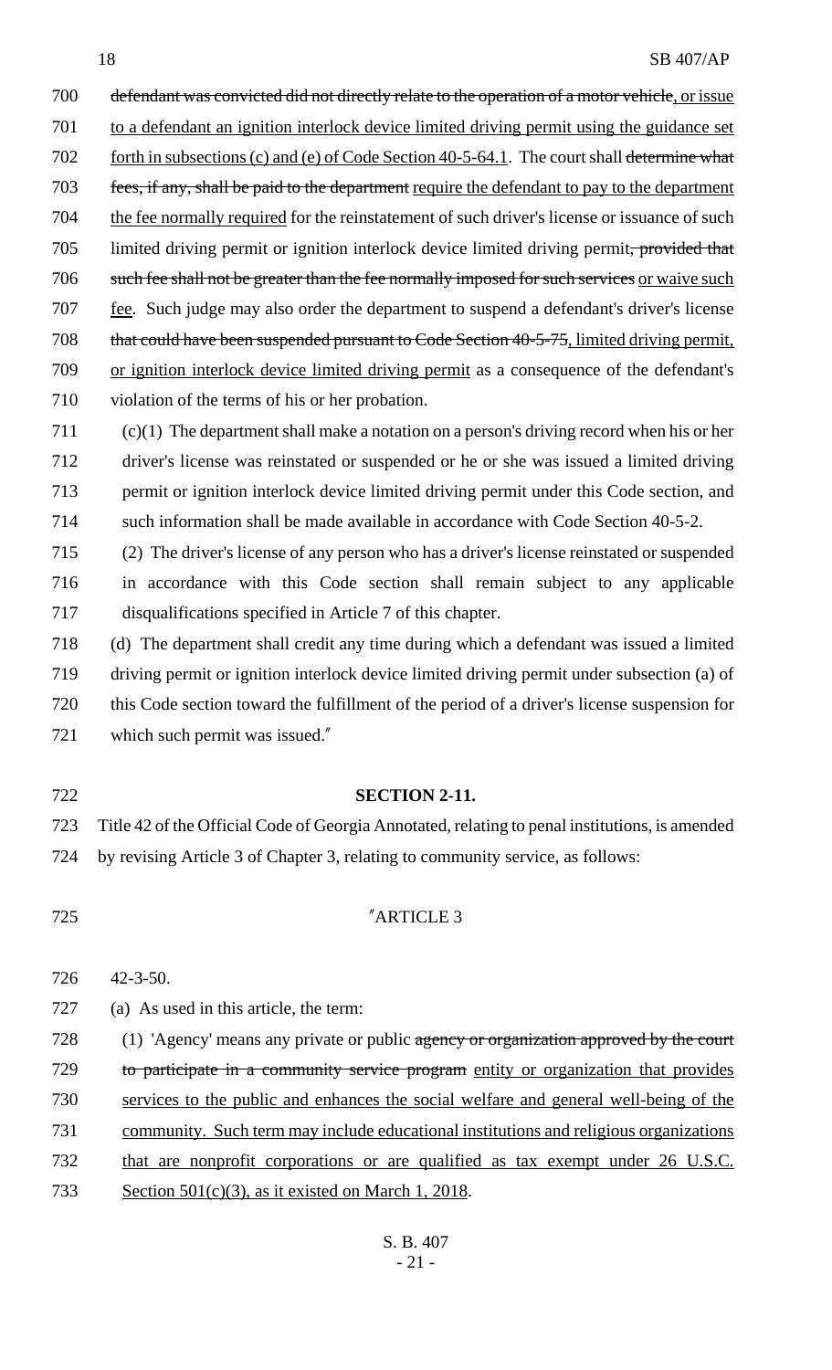defendant was convicted did not directly relate to the operation of a motor vehicle, or issue to a defendant an ignition interlock device limited driving permit using the guidance set forth in subsections (c) and (e) of Code Section 40-5-64.1. The court shall determine what fees, if any, shall be paid to the department require the defendant to pay to the department the fee normally required for the reinstatement of such driver's license or issuance of such limited driving permit or ignition interlock device limited driving permit, provided that such fee shall not be greater than the fee normally imposed for such services or waive such fee. Such judge may also order the department to suspend a defendant's driver's license that could have been suspended pursuant to Code Section 40-5-75, limited driving permit, or ignition interlock device limited driving permit as a consequence of the defendant's violation of the terms of his or her probation.

(c)(1) The department shall make a notation on a person's driving record when his or her driver's license was reinstated or suspended or he or she was issued a limited driving permit or ignition interlock device limited driving permit under this Code section, and such information shall be made available in accordance with Code Section 40-5-2.

(2) The driver's license of any person who has a driver's license reinstated or suspended in accordance with this Code section shall remain subject to any applicable disqualifications specified in Article 7 of this chapter.

(d) The department shall credit any time during which a defendant was issued a limited driving permit or ignition interlock device limited driving permit under subsection (a) of this Code section toward the fulfillment of the period of a driver's license suspension for which such permit was issued."

## SECTION 2-11.

Title 42 of the Official Code of Georgia Annotated, relating to penal institutions, is amended by revising Article 3 of Chapter 3, relating to community service, as follows:

"ARTICLE 3

42-3-50.

(a) As used in this article, the term:

(1) 'Agency' means any private or public agency or organization approved by the court to participate in a community service program entity or organization that provides services to the public and enhances the social welfare and general well-being of the community. Such term may include educational institutions and religious organizations that are nonprofit corporations or are qualified as tax exempt under 26 U.S.C. Section 501(c)(3), as it existed on March 1, 2018.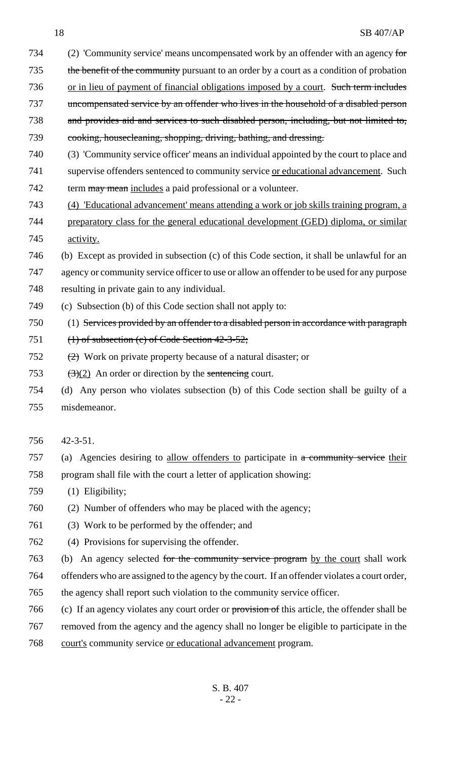(2) 'Community service' means uncompensated work by an offender with an agency ~~for the benefit of the community~~ pursuant to an order by a court as a condition of probation or in lieu of payment of financial obligations imposed by a court. ~~Such term includes uncompensated service by an offender who lives in the household of a disabled person and provides aid and services to such disabled person, including, but not limited to, cooking, housecleaning, shopping, driving, bathing, and dressing.~~

(3) 'Community service officer' means an individual appointed by the court to place and supervise offenders sentenced to community service or educational advancement. Such term ~~may mean~~ includes a paid professional or a volunteer.

(4) 'Educational advancement' means attending a work or job skills training program, a preparatory class for the general educational development (GED) diploma, or similar activity.

(b) Except as provided in subsection (c) of this Code section, it shall be unlawful for an agency or community service officer to use or allow an offender to be used for any purpose resulting in private gain to any individual.

(c) Subsection (b) of this Code section shall not apply to:

(1) ~~Services provided by an offender to a disabled person in accordance with paragraph (1) of subsection (c) of Code Section 42-3-52;~~

~~(2)~~ Work on private property because of a natural disaster; or

~~(3)~~(2) An order or direction by the ~~sentencing~~ court.

(d) Any person who violates subsection (b) of this Code section shall be guilty of a misdemeanor.

42-3-51.

(a) Agencies desiring to allow offenders to participate in ~~a community service~~ their program shall file with the court a letter of application showing:

(1) Eligibility;

(2) Number of offenders who may be placed with the agency;

(3) Work to be performed by the offender; and

(4) Provisions for supervising the offender.

(b) An agency selected ~~for the community service program~~ by the court shall work offenders who are assigned to the agency by the court. If an offender violates a court order, the agency shall report such violation to the community service officer.

(c) If an agency violates any court order or ~~provision of~~ this article, the offender shall be removed from the agency and the agency shall no longer be eligible to participate in the court's community service or educational advancement program.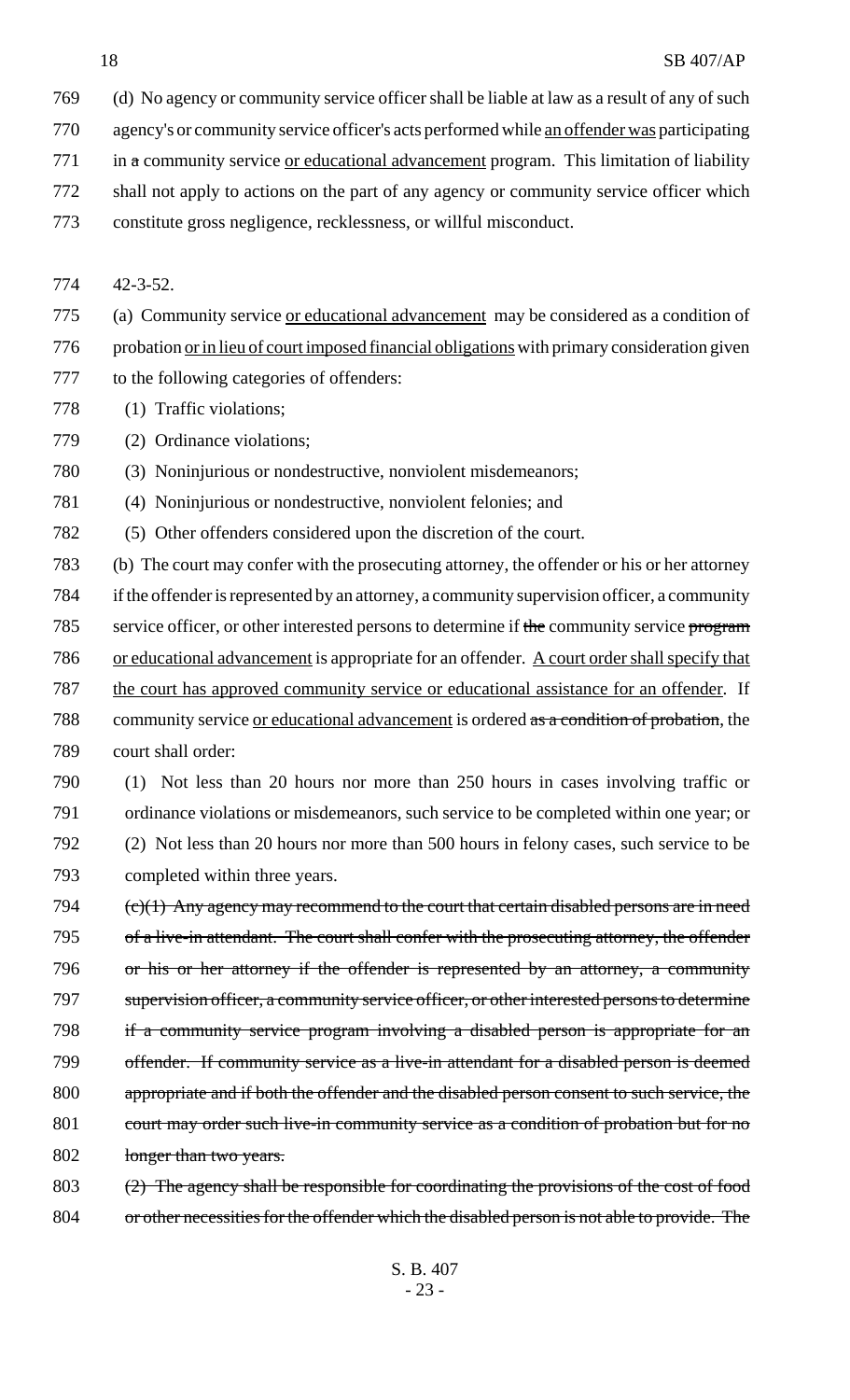769 (d) No agency or community service officer shall be liable at law as a result of any of such
770 agency's or community service officer's acts performed while an offender was participating
771 in ~~a~~ community service or educational advancement program. This limitation of liability
772 shall not apply to actions on the part of any agency or community service officer which
773 constitute gross negligence, recklessness, or willful misconduct.

774 42-3-52.

775 (a) Community service or educational advancement may be considered as a condition of
776 probation or in lieu of court imposed financial obligations with primary consideration given
777 to the following categories of offenders:

778 (1) Traffic violations;

779 (2) Ordinance violations;

780 (3) Noninjurious or nondestructive, nonviolent misdemeanors;

781 (4) Noninjurious or nondestructive, nonviolent felonies; and

782 (5) Other offenders considered upon the discretion of the court.

783 (b) The court may confer with the prosecuting attorney, the offender or his or her attorney
784 if the offender is represented by an attorney, a community supervision officer, a community
785 service officer, or other interested persons to determine if ~~the~~ community service ~~program~~
786 or educational advancement is appropriate for an offender. A court order shall specify that
787 the court has approved community service or educational assistance for an offender. If
788 community service or educational advancement is ordered ~~as a condition of probation~~, the
789 court shall order:

790 (1) Not less than 20 hours nor more than 250 hours in cases involving traffic or
791 ordinance violations or misdemeanors, such service to be completed within one year; or

792 (2) Not less than 20 hours nor more than 500 hours in felony cases, such service to be
793 completed within three years.

794 ~~(c)(1) Any agency may recommend to the court that certain disabled persons are in need~~
795 ~~of a live-in attendant. The court shall confer with the prosecuting attorney, the offender~~
796 ~~or his or her attorney if the offender is represented by an attorney, a community~~
797 ~~supervision officer, a community service officer, or other interested persons to determine~~
798 ~~if a community service program involving a disabled person is appropriate for an~~
799 ~~offender. If community service as a live-in attendant for a disabled person is deemed~~
800 ~~appropriate and if both the offender and the disabled person consent to such service, the~~
801 ~~court may order such live-in community service as a condition of probation but for no~~
802 ~~longer than two years.~~

803 ~~(2) The agency shall be responsible for coordinating the provisions of the cost of food~~
804 ~~or other necessities for the offender which the disabled person is not able to provide. The~~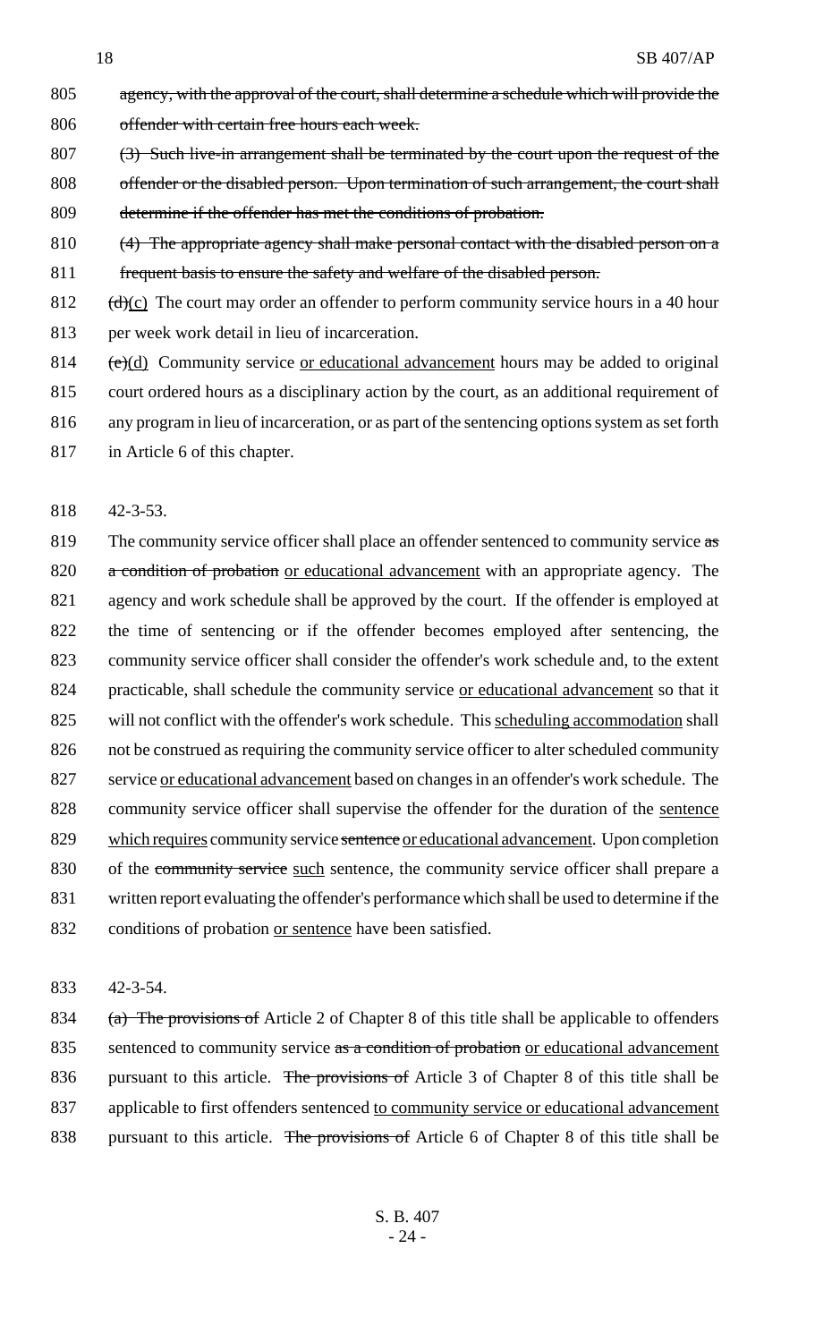805 agency, with the approval of the court, shall determine a schedule which will provide the

806 offender with certain free hours each week.

807 (3) Such live-in arrangement shall be terminated by the court upon the request of the

808 offender or the disabled person. Upon termination of such arrangement, the court shall

809 determine if the offender has met the conditions of probation.

810 (4) The appropriate agency shall make personal contact with the disabled person on a

811 frequent basis to ensure the safety and welfare of the disabled person.

812 (d)(c) The court may order an offender to perform community service hours in a 40 hour

813 per week work detail in lieu of incarceration.

814 (e)(d) Community service or educational advancement hours may be added to original

815 court ordered hours as a disciplinary action by the court, as an additional requirement of

816 any program in lieu of incarceration, or as part of the sentencing options system as set forth

817 in Article 6 of this chapter.

818 42-3-53.

819 The community service officer shall place an offender sentenced to community service as

820 a condition of probation or educational advancement with an appropriate agency. The

821 agency and work schedule shall be approved by the court. If the offender is employed at

822 the time of sentencing or if the offender becomes employed after sentencing, the

823 community service officer shall consider the offender's work schedule and, to the extent

824 practicable, shall schedule the community service or educational advancement so that it

825 will not conflict with the offender's work schedule. This scheduling accommodation shall

826 not be construed as requiring the community service officer to alter scheduled community

827 service or educational advancement based on changes in an offender's work schedule. The

828 community service officer shall supervise the offender for the duration of the sentence

829 which requires community service sentence or educational advancement. Upon completion

830 of the community service such sentence, the community service officer shall prepare a

831 written report evaluating the offender's performance which shall be used to determine if the

832 conditions of probation or sentence have been satisfied.

833 42-3-54.

834 (a) The provisions of Article 2 of Chapter 8 of this title shall be applicable to offenders

835 sentenced to community service as a condition of probation or educational advancement

836 pursuant to this article. The provisions of Article 3 of Chapter 8 of this title shall be

837 applicable to first offenders sentenced to community service or educational advancement

838 pursuant to this article. The provisions of Article 6 of Chapter 8 of this title shall be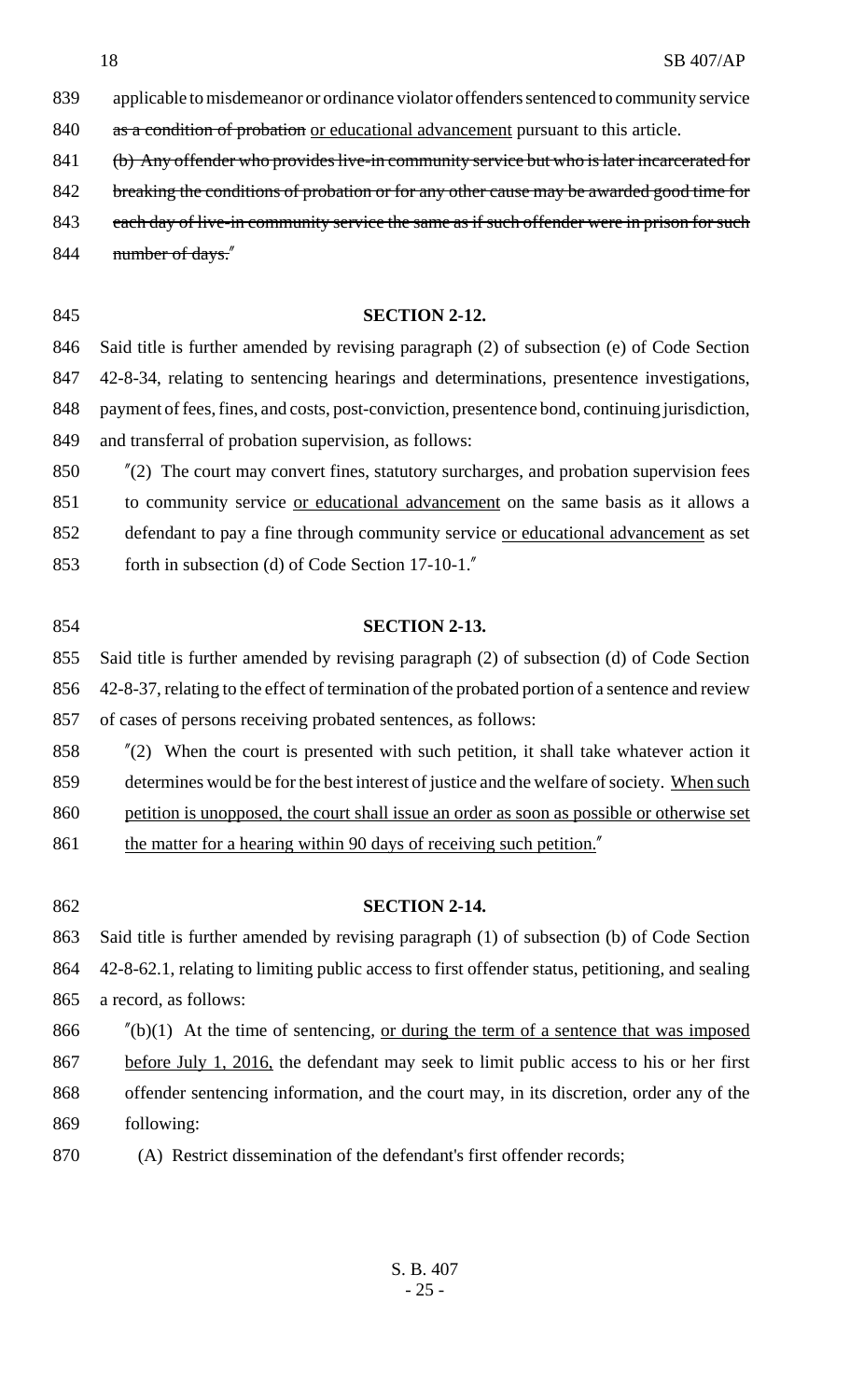applicable to misdemeanor or ordinance violator offenders sentenced to community service ~~as a condition of probation~~ <u>or educational advancement</u> pursuant to this article.

~~(b) Any offender who provides live-in community service but who is later incarcerated for breaking the conditions of probation or for any other cause may be awarded good time for each day of live-in community service the same as if such offender were in prison for such number of days.~~"

**SECTION 2-12.**

Said title is further amended by revising paragraph (2) of subsection (e) of Code Section 42-8-34, relating to sentencing hearings and determinations, presentence investigations, payment of fees, fines, and costs, post-conviction, presentence bond, continuing jurisdiction, and transferral of probation supervision, as follows:

"(2) The court may convert fines, statutory surcharges, and probation supervision fees to community service <u>or educational advancement</u> on the same basis as it allows a defendant to pay a fine through community service <u>or educational advancement</u> as set forth in subsection (d) of Code Section 17-10-1."

**SECTION 2-13.**

Said title is further amended by revising paragraph (2) of subsection (d) of Code Section 42-8-37, relating to the effect of termination of the probated portion of a sentence and review of cases of persons receiving probated sentences, as follows:

"(2) When the court is presented with such petition, it shall take whatever action it determines would be for the best interest of justice and the welfare of society. <u>When such petition is unopposed, the court shall issue an order as soon as possible or otherwise set the matter for a hearing within 90 days of receiving such petition.</u>"

**SECTION 2-14.**

Said title is further amended by revising paragraph (1) of subsection (b) of Code Section 42-8-62.1, relating to limiting public access to first offender status, petitioning, and sealing a record, as follows:

"(b)(1) At the time of sentencing, <u>or during the term of a sentence that was imposed before July 1, 2016,</u> the defendant may seek to limit public access to his or her first offender sentencing information, and the court may, in its discretion, order any of the following:

(A) Restrict dissemination of the defendant's first offender records;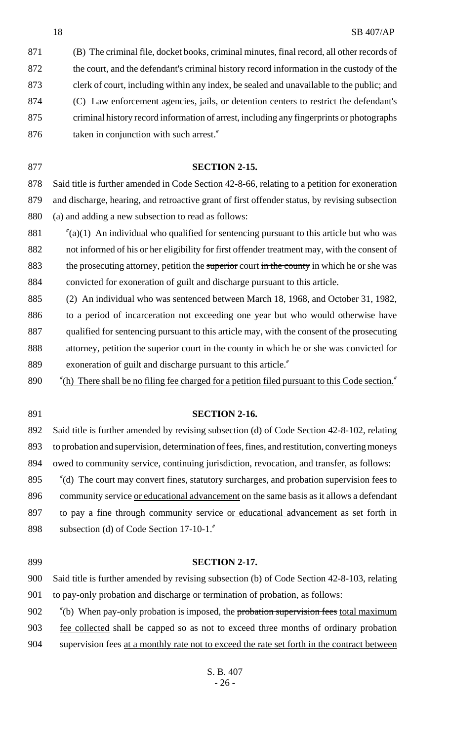(B) The criminal file, docket books, criminal minutes, final record, all other records of the court, and the defendant's criminal history record information in the custody of the clerk of court, including within any index, be sealed and unavailable to the public; and

(C) Law enforcement agencies, jails, or detention centers to restrict the defendant's criminal history record information of arrest, including any fingerprints or photographs taken in conjunction with such arrest."

**SECTION 2-15.**

Said title is further amended in Code Section 42-8-66, relating to a petition for exoneration and discharge, hearing, and retroactive grant of first offender status, by revising subsection (a) and adding a new subsection to read as follows:

"(a)(1) An individual who qualified for sentencing pursuant to this article but who was not informed of his or her eligibility for first offender treatment may, with the consent of the prosecuting attorney, petition the ~~superior~~ court ~~in the county~~ in which he or she was convicted for exoneration of guilt and discharge pursuant to this article.

(2) An individual who was sentenced between March 18, 1968, and October 31, 1982, to a period of incarceration not exceeding one year but who would otherwise have qualified for sentencing pursuant to this article may, with the consent of the prosecuting attorney, petition the ~~superior~~ court ~~in the county~~ in which he or she was convicted for exoneration of guilt and discharge pursuant to this article."

"<u>(h) There shall be no filing fee charged for a petition filed pursuant to this Code section.</u>"

**SECTION 2-16.**

Said title is further amended by revising subsection (d) of Code Section 42-8-102, relating to probation and supervision, determination of fees, fines, and restitution, converting moneys owed to community service, continuing jurisdiction, revocation, and transfer, as follows:

"(d) The court may convert fines, statutory surcharges, and probation supervision fees to community service <u>or educational advancement</u> on the same basis as it allows a defendant to pay a fine through community service <u>or educational advancement</u> as set forth in subsection (d) of Code Section 17-10-1."

**SECTION 2-17.**

Said title is further amended by revising subsection (b) of Code Section 42-8-103, relating to pay-only probation and discharge or termination of probation, as follows:

"(b) When pay-only probation is imposed, the ~~probation supervision fees~~ <u>total maximum fee collected</u> shall be capped so as not to exceed three months of ordinary probation supervision fees <u>at a monthly rate not to exceed the rate set forth in the contract between</u>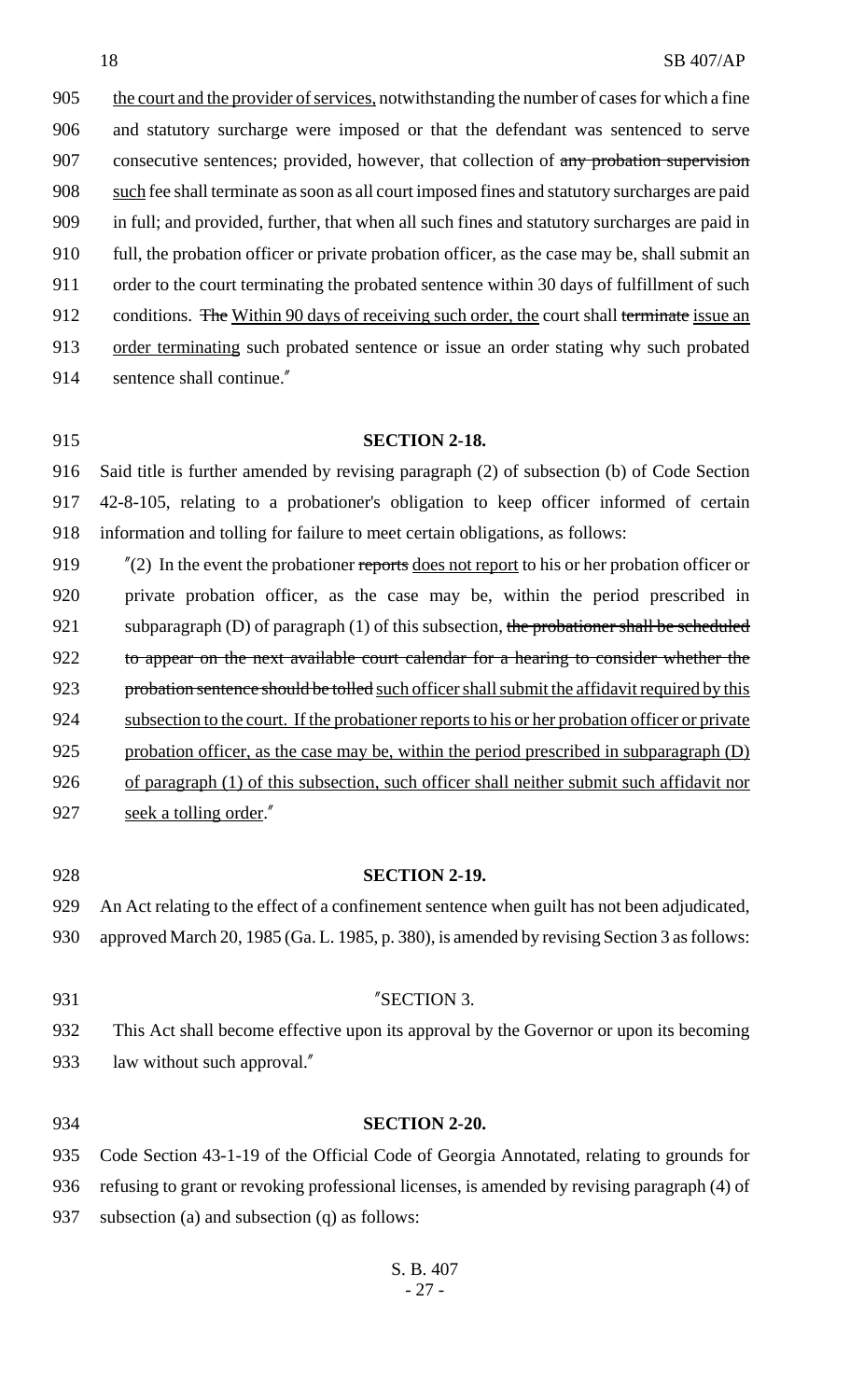905 the court and the provider of services, notwithstanding the number of cases for which a fine
906 and statutory surcharge were imposed or that the defendant was sentenced to serve
907 consecutive sentences; provided, however, that collection of ~~any probation supervision~~
908 such fee shall terminate as soon as all court imposed fines and statutory surcharges are paid
909 in full; and provided, further, that when all such fines and statutory surcharges are paid in
910 full, the probation officer or private probation officer, as the case may be, shall submit an
911 order to the court terminating the probated sentence within 30 days of fulfillment of such
912 conditions. ~~The~~ Within 90 days of receiving such order, the court shall ~~terminate~~ issue an
913 order terminating such probated sentence or issue an order stating why such probated
914 sentence shall continue."

915 **SECTION 2-18.**

916 Said title is further amended by revising paragraph (2) of subsection (b) of Code Section
917 42-8-105, relating to a probationer's obligation to keep officer informed of certain
918 information and tolling for failure to meet certain obligations, as follows:

919 "(2) In the event the probationer ~~reports~~ does not report to his or her probation officer or
920 private probation officer, as the case may be, within the period prescribed in
921 subparagraph (D) of paragraph (1) of this subsection, ~~the probationer shall be scheduled~~
922 ~~to appear on the next available court calendar for a hearing to consider whether the~~
923 ~~probation sentence should be tolled~~ such officer shall submit the affidavit required by this
924 subsection to the court. If the probationer reports to his or her probation officer or private
925 probation officer, as the case may be, within the period prescribed in subparagraph (D)
926 of paragraph (1) of this subsection, such officer shall neither submit such affidavit nor
927 seek a tolling order."

928 **SECTION 2-19.**

929 An Act relating to the effect of a confinement sentence when guilt has not been adjudicated,
930 approved March 20, 1985 (Ga. L. 1985, p. 380), is amended by revising Section 3 as follows:

931 "SECTION 3.

932 This Act shall become effective upon its approval by the Governor or upon its becoming
933 law without such approval."

934 **SECTION 2-20.**

935 Code Section 43-1-19 of the Official Code of Georgia Annotated, relating to grounds for
936 refusing to grant or revoking professional licenses, is amended by revising paragraph (4) of
937 subsection (a) and subsection (q) as follows: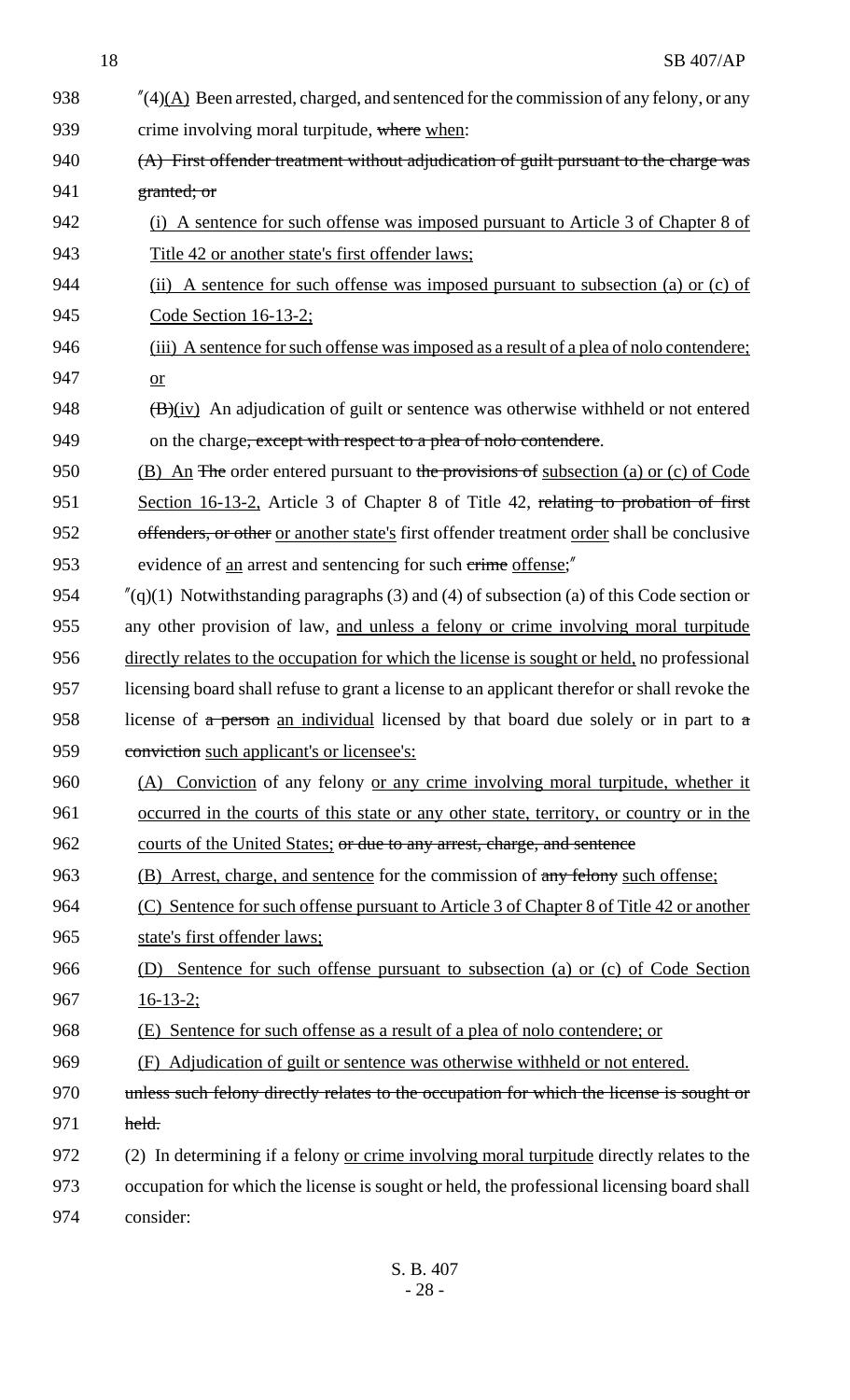938 "(4)(A) Been arrested, charged, and sentenced for the commission of any felony, or any
939 crime involving moral turpitude, ~~where~~ when:

940 ~~(A) First offender treatment without adjudication of guilt pursuant to the charge was~~
941 ~~granted; or~~

942 (i) A sentence for such offense was imposed pursuant to Article 3 of Chapter 8 of
943 Title 42 or another state's first offender laws;

944 (ii) A sentence for such offense was imposed pursuant to subsection (a) or (c) of
945 Code Section 16-13-2;

946 (iii) A sentence for such offense was imposed as a result of a plea of nolo contendere;
947 or

948 ~~(B)~~(iv) An adjudication of guilt or sentence was otherwise withheld or not entered
949 on the charge~~, except with respect to a plea of nolo contendere~~.

950 (B) An ~~The~~ order entered pursuant to ~~the provisions of~~ subsection (a) or (c) of Code
951 Section 16-13-2, Article 3 of Chapter 8 of Title 42, ~~relating to probation of first~~
952 ~~offenders, or other~~ or another state's first offender treatment order shall be conclusive
953 evidence of an arrest and sentencing for such ~~crime~~ offense;"

954 "(q)(1) Notwithstanding paragraphs (3) and (4) of subsection (a) of this Code section or
955 any other provision of law, and unless a felony or crime involving moral turpitude
956 directly relates to the occupation for which the license is sought or held, no professional
957 licensing board shall refuse to grant a license to an applicant therefor or shall revoke the
958 license of ~~a person~~ an individual licensed by that board due solely or in part to ~~a~~
959 ~~conviction~~ such applicant's or licensee's:

960 (A) Conviction of any felony or any crime involving moral turpitude, whether it
961 occurred in the courts of this state or any other state, territory, or country or in the
962 courts of the United States; ~~or due to any arrest, charge, and sentence~~

963 (B) Arrest, charge, and sentence for the commission of ~~any felony~~ such offense;

964 (C) Sentence for such offense pursuant to Article 3 of Chapter 8 of Title 42 or another
965 state's first offender laws;

966 (D) Sentence for such offense pursuant to subsection (a) or (c) of Code Section
967 16-13-2;

968 (E) Sentence for such offense as a result of a plea of nolo contendere; or

969 (F) Adjudication of guilt or sentence was otherwise withheld or not entered.

970 ~~unless such felony directly relates to the occupation for which the license is sought or~~
971 ~~held.~~

972 (2) In determining if a felony or crime involving moral turpitude directly relates to the
973 occupation for which the license is sought or held, the professional licensing board shall
974 consider: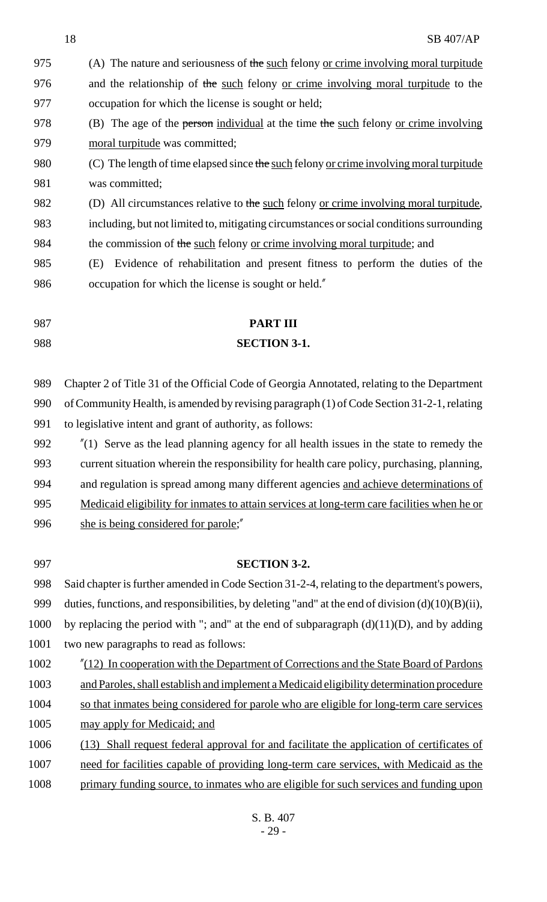(A) The nature and seriousness of ~~the~~ such felony or crime involving moral turpitude and the relationship of ~~the~~ such felony or crime involving moral turpitude to the occupation for which the license is sought or held;

(B) The age of the ~~person~~ individual at the time ~~the~~ such felony or crime involving moral turpitude was committed;

(C) The length of time elapsed since ~~the~~ such felony or crime involving moral turpitude was committed;

(D) All circumstances relative to ~~the~~ such felony or crime involving moral turpitude, including, but not limited to, mitigating circumstances or social conditions surrounding the commission of ~~the~~ such felony or crime involving moral turpitude; and

(E) Evidence of rehabilitation and present fitness to perform the duties of the occupation for which the license is sought or held."

**PART III**

**SECTION 3-1.**

Chapter 2 of Title 31 of the Official Code of Georgia Annotated, relating to the Department of Community Health, is amended by revising paragraph (1) of Code Section 31-2-1, relating to legislative intent and grant of authority, as follows:

"(1) Serve as the lead planning agency for all health issues in the state to remedy the current situation wherein the responsibility for health care policy, purchasing, planning, and regulation is spread among many different agencies and achieve determinations of Medicaid eligibility for inmates to attain services at long-term care facilities when he or she is being considered for parole;"

**SECTION 3-2.**

Said chapter is further amended in Code Section 31-2-4, relating to the department's powers, duties, functions, and responsibilities, by deleting "and" at the end of division (d)(10)(B)(ii), by replacing the period with "; and" at the end of subparagraph (d)(11)(D), and by adding two new paragraphs to read as follows:

"(12) In cooperation with the Department of Corrections and the State Board of Pardons and Paroles, shall establish and implement a Medicaid eligibility determination procedure so that inmates being considered for parole who are eligible for long-term care services may apply for Medicaid; and

(13) Shall request federal approval for and facilitate the application of certificates of need for facilities capable of providing long-term care services, with Medicaid as the primary funding source, to inmates who are eligible for such services and funding upon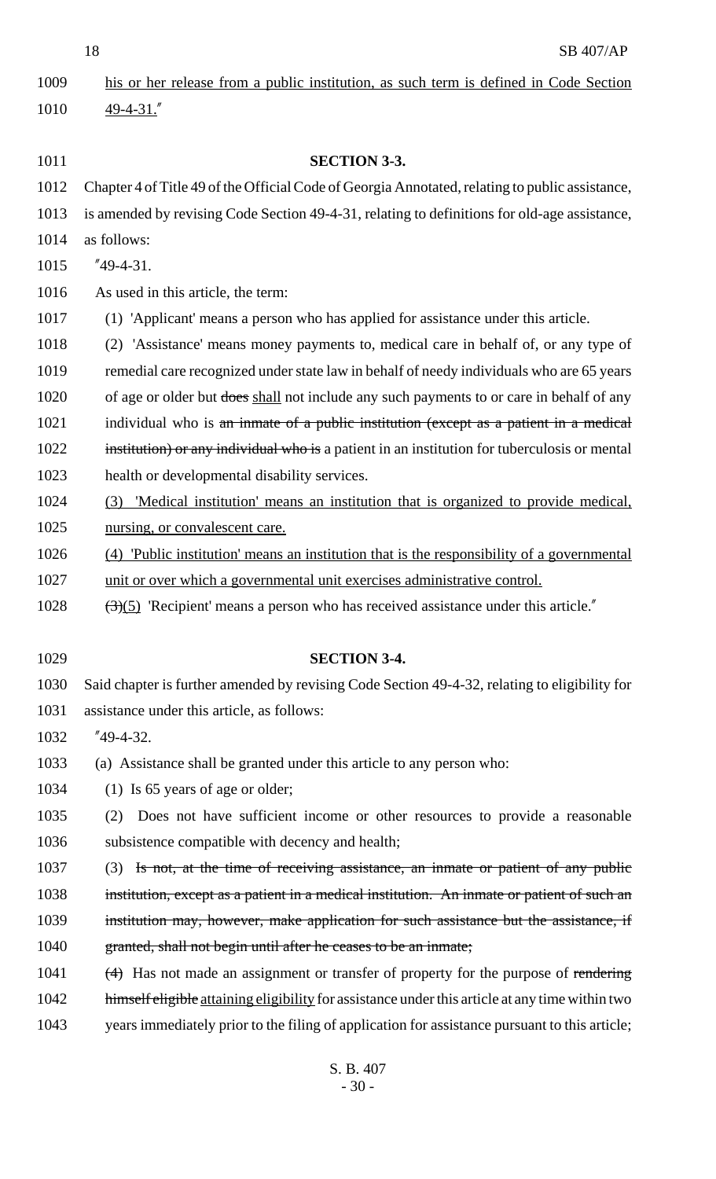his or her release from a public institution, as such term is defined in Code Section 49-4-31.″

**SECTION 3-3.**

Chapter 4 of Title 49 of the Official Code of Georgia Annotated, relating to public assistance, is amended by revising Code Section 49-4-31, relating to definitions for old-age assistance, as follows:

″49-4-31.

As used in this article, the term:

(1) 'Applicant' means a person who has applied for assistance under this article.

(2) 'Assistance' means money payments to, medical care in behalf of, or any type of remedial care recognized under state law in behalf of needy individuals who are 65 years of age or older but ~~does~~ shall not include any such payments to or care in behalf of any individual who is ~~an inmate of a public institution (except as a patient in a medical institution) or any individual who is~~ a patient in an institution for tuberculosis or mental health or developmental disability services.

(3) 'Medical institution' means an institution that is organized to provide medical, nursing, or convalescent care.

(4) 'Public institution' means an institution that is the responsibility of a governmental unit or over which a governmental unit exercises administrative control.

~~(3)~~(5) 'Recipient' means a person who has received assistance under this article.″

**SECTION 3-4.**

Said chapter is further amended by revising Code Section 49-4-32, relating to eligibility for assistance under this article, as follows:

″49-4-32.

(a) Assistance shall be granted under this article to any person who:

(1) Is 65 years of age or older;

(2) Does not have sufficient income or other resources to provide a reasonable subsistence compatible with decency and health;

(3) ~~Is not, at the time of receiving assistance, an inmate or patient of any public institution, except as a patient in a medical institution. An inmate or patient of such an institution may, however, make application for such assistance but the assistance, if granted, shall not begin until after he ceases to be an inmate;~~

~~(4)~~ Has not made an assignment or transfer of property for the purpose of ~~rendering himself eligible~~ attaining eligibility for assistance under this article at any time within two years immediately prior to the filing of application for assistance pursuant to this article;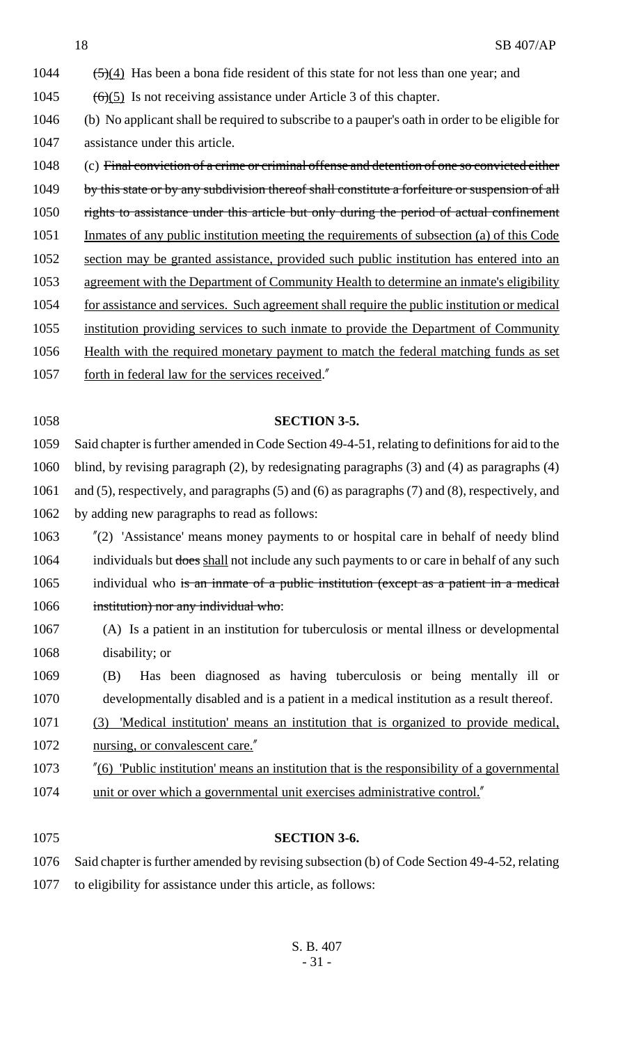1044 ~~(5)~~(4) Has been a bona fide resident of this state for not less than one year; and

1045 ~~(6)~~(5) Is not receiving assistance under Article 3 of this chapter.

1046 (b) No applicant shall be required to subscribe to a pauper's oath in order to be eligible for
1047 assistance under this article.

1048 (c) ~~Final conviction of a crime or criminal offense and detention of one so convicted either~~
1049 ~~by this state or by any subdivision thereof shall constitute a forfeiture or suspension of all~~
1050 ~~rights to assistance under this article but only during the period of actual confinement~~
1051 Inmates of any public institution meeting the requirements of subsection (a) of this Code
1052 section may be granted assistance, provided such public institution has entered into an
1053 agreement with the Department of Community Health to determine an inmate's eligibility
1054 for assistance and services. Such agreement shall require the public institution or medical
1055 institution providing services to such inmate to provide the Department of Community
1056 Health with the required monetary payment to match the federal matching funds as set
1057 forth in federal law for the services received."

## SECTION 3-5.

1059 Said chapter is further amended in Code Section 49-4-51, relating to definitions for aid to the
1060 blind, by revising paragraph (2), by redesignating paragraphs (3) and (4) as paragraphs (4)
1061 and (5), respectively, and paragraphs (5) and (6) as paragraphs (7) and (8), respectively, and
1062 by adding new paragraphs to read as follows:

1063 "(2) 'Assistance' means money payments to or hospital care in behalf of needy blind
1064 individuals but ~~does~~ shall not include any such payments to or care in behalf of any such
1065 individual who ~~is an inmate of a public institution (except as a patient in a medical~~
1066 ~~institution) nor any individual who~~:

1067 (A) Is a patient in an institution for tuberculosis or mental illness or developmental
1068 disability; or

1069 (B) Has been diagnosed as having tuberculosis or being mentally ill or
1070 developmentally disabled and is a patient in a medical institution as a result thereof.

1071 (3) 'Medical institution' means an institution that is organized to provide medical,
1072 nursing, or convalescent care."

1073 "(6) 'Public institution' means an institution that is the responsibility of a governmental
1074 unit or over which a governmental unit exercises administrative control."

## SECTION 3-6.

1076 Said chapter is further amended by revising subsection (b) of Code Section 49-4-52, relating
1077 to eligibility for assistance under this article, as follows: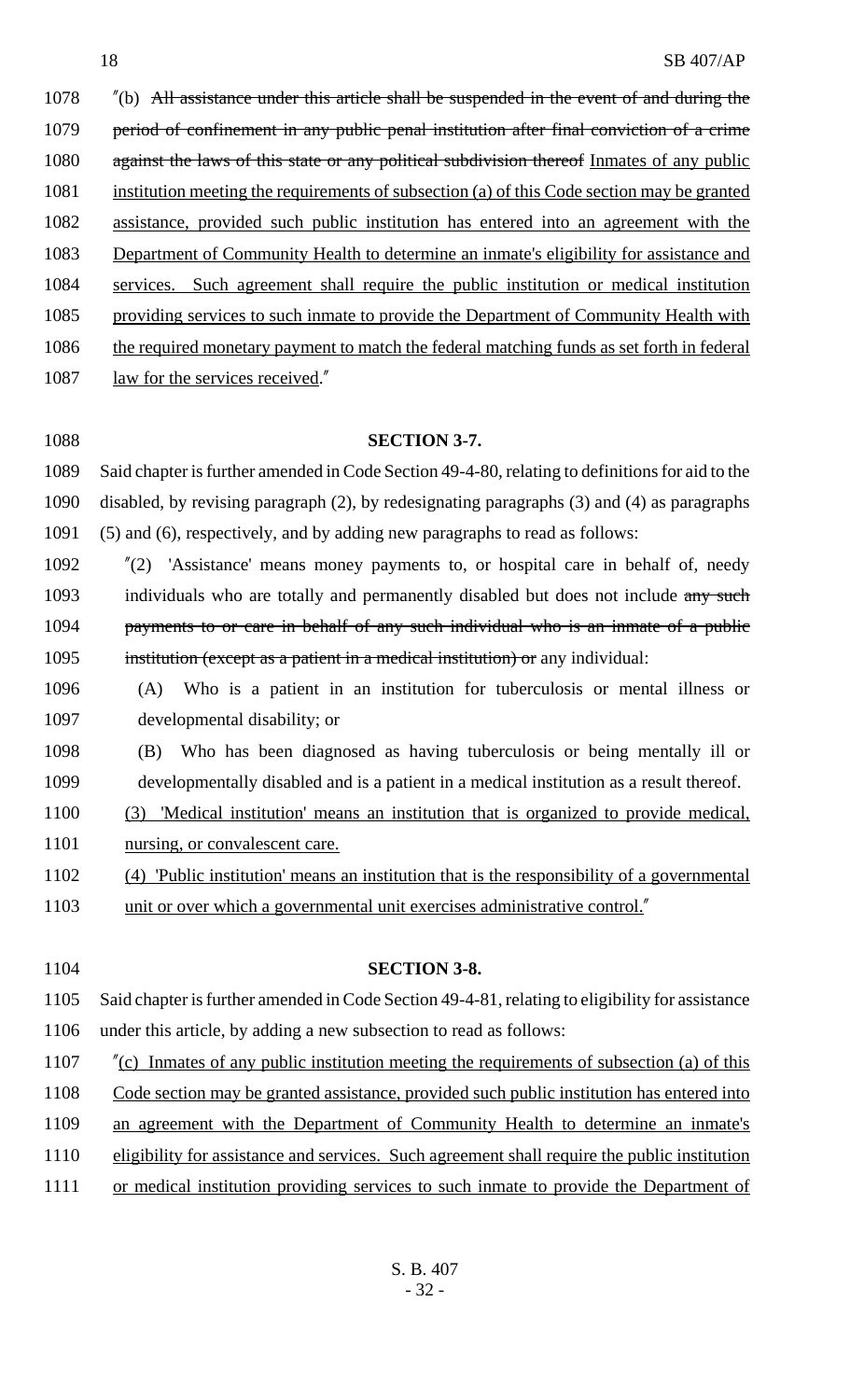"(b) ~~All assistance under this article shall be suspended in the event of and during the period of confinement in any public penal institution after final conviction of a crime against the laws of this state or any political subdivision thereof~~ Inmates of any public institution meeting the requirements of subsection (a) of this Code section may be granted assistance, provided such public institution has entered into an agreement with the Department of Community Health to determine an inmate's eligibility for assistance and services. Such agreement shall require the public institution or medical institution providing services to such inmate to provide the Department of Community Health with the required monetary payment to match the federal matching funds as set forth in federal law for the services received."

**SECTION 3-7.**

Said chapter is further amended in Code Section 49-4-80, relating to definitions for aid to the disabled, by revising paragraph (2), by redesignating paragraphs (3) and (4) as paragraphs (5) and (6), respectively, and by adding new paragraphs to read as follows:

"(2) 'Assistance' means money payments to, or hospital care in behalf of, needy individuals who are totally and permanently disabled but does not include ~~any such payments to or care in behalf of any such individual who is an inmate of a public institution (except as a patient in a medical institution) or~~ any individual:

(A) Who is a patient in an institution for tuberculosis or mental illness or developmental disability; or

(B) Who has been diagnosed as having tuberculosis or being mentally ill or developmentally disabled and is a patient in a medical institution as a result thereof.

(3) 'Medical institution' means an institution that is organized to provide medical, nursing, or convalescent care.

(4) 'Public institution' means an institution that is the responsibility of a governmental unit or over which a governmental unit exercises administrative control."

**SECTION 3-8.**

Said chapter is further amended in Code Section 49-4-81, relating to eligibility for assistance under this article, by adding a new subsection to read as follows:

"(c) Inmates of any public institution meeting the requirements of subsection (a) of this Code section may be granted assistance, provided such public institution has entered into an agreement with the Department of Community Health to determine an inmate's eligibility for assistance and services. Such agreement shall require the public institution or medical institution providing services to such inmate to provide the Department of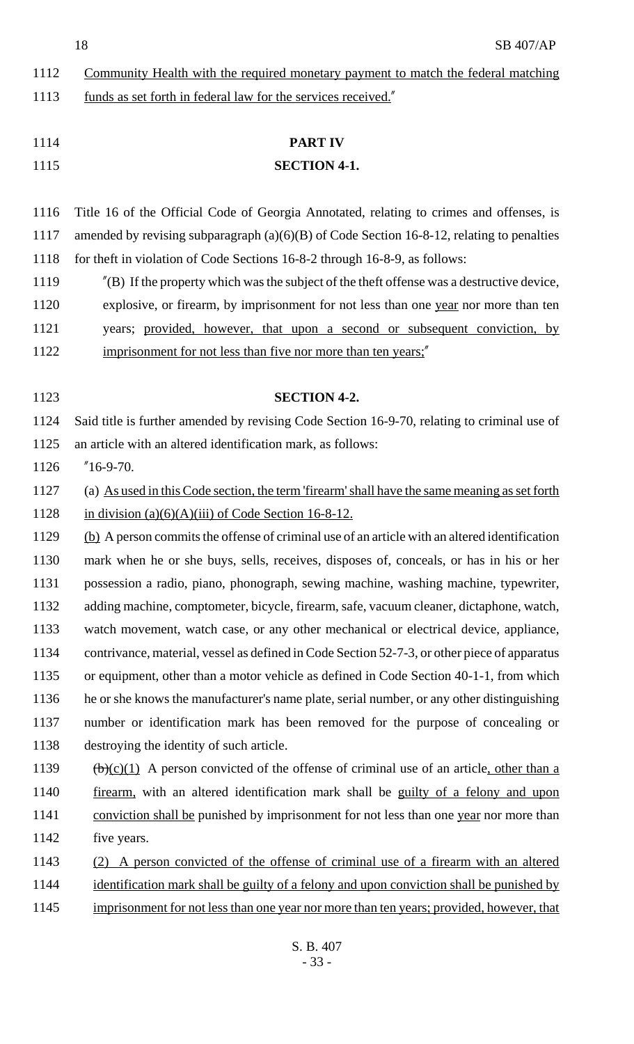Community Health with the required monetary payment to match the federal matching funds as set forth in federal law for the services received."

## PART IV

### SECTION 4-1.

Title 16 of the Official Code of Georgia Annotated, relating to crimes and offenses, is amended by revising subparagraph (a)(6)(B) of Code Section 16-8-12, relating to penalties for theft in violation of Code Sections 16-8-2 through 16-8-9, as follows:

"(B) If the property which was the subject of the theft offense was a destructive device, explosive, or firearm, by imprisonment for not less than one year nor more than ten years; provided, however, that upon a second or subsequent conviction, by imprisonment for not less than five nor more than ten years;"

### SECTION 4-2.

Said title is further amended by revising Code Section 16-9-70, relating to criminal use of an article with an altered identification mark, as follows:

"16-9-70.

(a) As used in this Code section, the term 'firearm' shall have the same meaning as set forth in division (a)(6)(A)(iii) of Code Section 16-8-12.

(b) A person commits the offense of criminal use of an article with an altered identification mark when he or she buys, sells, receives, disposes of, conceals, or has in his or her possession a radio, piano, phonograph, sewing machine, washing machine, typewriter, adding machine, comptometer, bicycle, firearm, safe, vacuum cleaner, dictaphone, watch, watch movement, watch case, or any other mechanical or electrical device, appliance, contrivance, material, vessel as defined in Code Section 52-7-3, or other piece of apparatus or equipment, other than a motor vehicle as defined in Code Section 40-1-1, from which he or she knows the manufacturer's name plate, serial number, or any other distinguishing number or identification mark has been removed for the purpose of concealing or destroying the identity of such article.

~~(b)~~(c)(1) A person convicted of the offense of criminal use of an article, other than a firearm, with an altered identification mark shall be guilty of a felony and upon conviction shall be punished by imprisonment for not less than one year nor more than five years.

(2) A person convicted of the offense of criminal use of a firearm with an altered identification mark shall be guilty of a felony and upon conviction shall be punished by imprisonment for not less than one year nor more than ten years; provided, however, that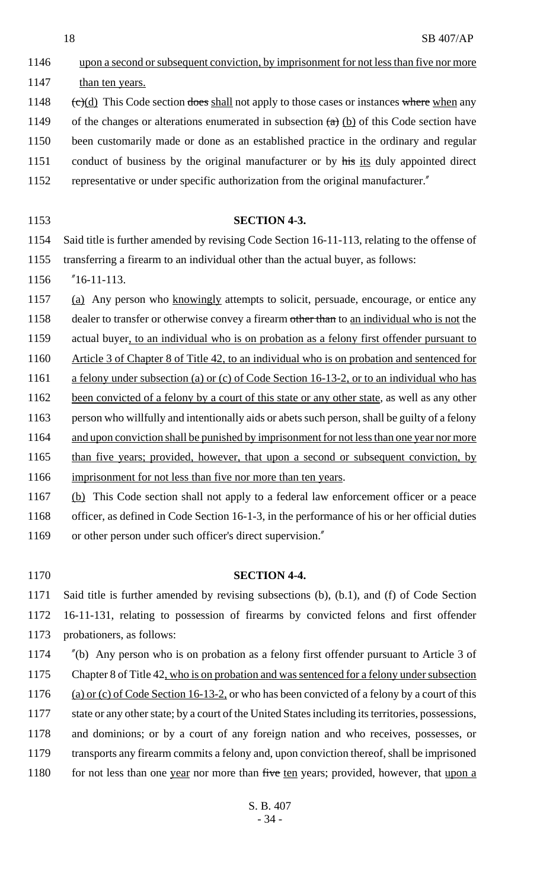upon a second or subsequent conviction, by imprisonment for not less than five nor more than ten years.

~~(c)~~(d) This Code section ~~does~~ shall not apply to those cases or instances ~~where~~ when any of the changes or alterations enumerated in subsection ~~(a)~~ (b) of this Code section have been customarily made or done as an established practice in the ordinary and regular conduct of business by the original manufacturer or by ~~his~~ its duly appointed direct representative or under specific authorization from the original manufacturer."

**SECTION 4-3.**

Said title is further amended by revising Code Section 16-11-113, relating to the offense of transferring a firearm to an individual other than the actual buyer, as follows:

"16-11-113.

(a) Any person who knowingly attempts to solicit, persuade, encourage, or entice any dealer to transfer or otherwise convey a firearm ~~other than~~ to an individual who is not the actual buyer, to an individual who is on probation as a felony first offender pursuant to Article 3 of Chapter 8 of Title 42, to an individual who is on probation and sentenced for a felony under subsection (a) or (c) of Code Section 16-13-2, or to an individual who has been convicted of a felony by a court of this state or any other state, as well as any other person who willfully and intentionally aids or abets such person, shall be guilty of a felony and upon conviction shall be punished by imprisonment for not less than one year nor more than five years; provided, however, that upon a second or subsequent conviction, by imprisonment for not less than five nor more than ten years.

(b) This Code section shall not apply to a federal law enforcement officer or a peace officer, as defined in Code Section 16-1-3, in the performance of his or her official duties or other person under such officer's direct supervision."

**SECTION 4-4.**

Said title is further amended by revising subsections (b), (b.1), and (f) of Code Section 16-11-131, relating to possession of firearms by convicted felons and first offender probationers, as follows:

"(b) Any person who is on probation as a felony first offender pursuant to Article 3 of Chapter 8 of Title 42, who is on probation and was sentenced for a felony under subsection (a) or (c) of Code Section 16-13-2, or who has been convicted of a felony by a court of this state or any other state; by a court of the United States including its territories, possessions, and dominions; or by a court of any foreign nation and who receives, possesses, or transports any firearm commits a felony and, upon conviction thereof, shall be imprisoned for not less than one year nor more than ~~five~~ ten years; provided, however, that upon a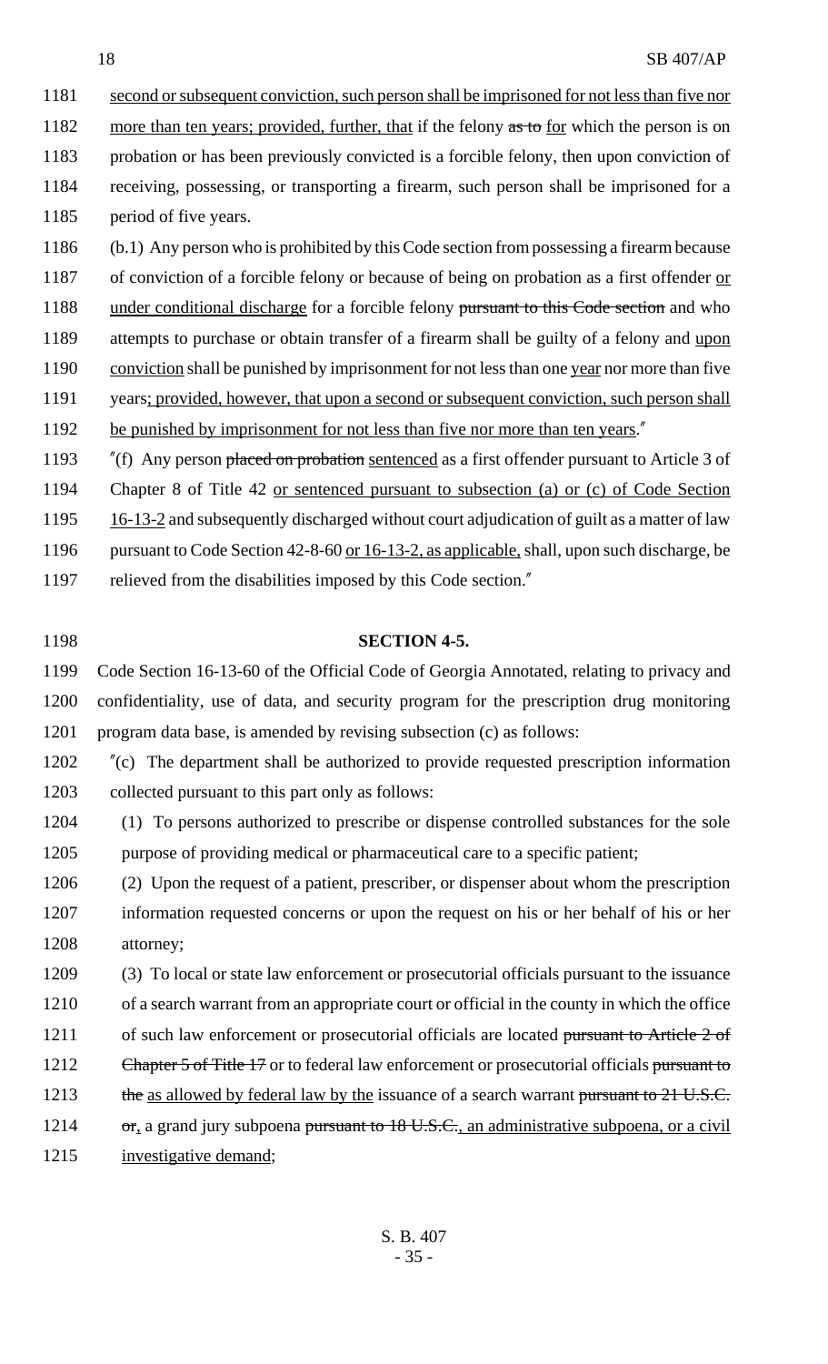1181 second or subsequent conviction, such person shall be imprisoned for not less than five nor
1182 more than ten years; provided, further, that if the felony ~~as to~~ for which the person is on
1183 probation or has been previously convicted is a forcible felony, then upon conviction of
1184 receiving, possessing, or transporting a firearm, such person shall be imprisoned for a
1185 period of five years.
1186 (b.1) Any person who is prohibited by this Code section from possessing a firearm because
1187 of conviction of a forcible felony or because of being on probation as a first offender or
1188 under conditional discharge for a forcible felony ~~pursuant to this Code section~~ and who
1189 attempts to purchase or obtain transfer of a firearm shall be guilty of a felony and upon
1190 conviction shall be punished by imprisonment for not less than one year nor more than five
1191 years; provided, however, that upon a second or subsequent conviction, such person shall
1192 be punished by imprisonment for not less than five nor more than ten years."
1193 "(f) Any person ~~placed on probation~~ sentenced as a first offender pursuant to Article 3 of
1194 Chapter 8 of Title 42 or sentenced pursuant to subsection (a) or (c) of Code Section
1195 16-13-2 and subsequently discharged without court adjudication of guilt as a matter of law
1196 pursuant to Code Section 42-8-60 or 16-13-2, as applicable, shall, upon such discharge, be
1197 relieved from the disabilities imposed by this Code section."

1198 **SECTION 4-5.**

1199 Code Section 16-13-60 of the Official Code of Georgia Annotated, relating to privacy and
1200 confidentiality, use of data, and security program for the prescription drug monitoring
1201 program data base, is amended by revising subsection (c) as follows:
1202 "(c) The department shall be authorized to provide requested prescription information
1203 collected pursuant to this part only as follows:
1204 (1) To persons authorized to prescribe or dispense controlled substances for the sole
1205 purpose of providing medical or pharmaceutical care to a specific patient;
1206 (2) Upon the request of a patient, prescriber, or dispenser about whom the prescription
1207 information requested concerns or upon the request on his or her behalf of his or her
1208 attorney;
1209 (3) To local or state law enforcement or prosecutorial officials pursuant to the issuance
1210 of a search warrant from an appropriate court or official in the county in which the office
1211 of such law enforcement or prosecutorial officials are located ~~pursuant to Article 2 of~~
1212 ~~Chapter 5 of Title 17~~ or to federal law enforcement or prosecutorial officials ~~pursuant to~~
1213 ~~the~~ as allowed by federal law by the issuance of a search warrant ~~pursuant to 21 U.S.C.~~
1214 ~~or~~, a grand jury subpoena ~~pursuant to 18 U.S.C.~~, an administrative subpoena, or a civil
1215 investigative demand;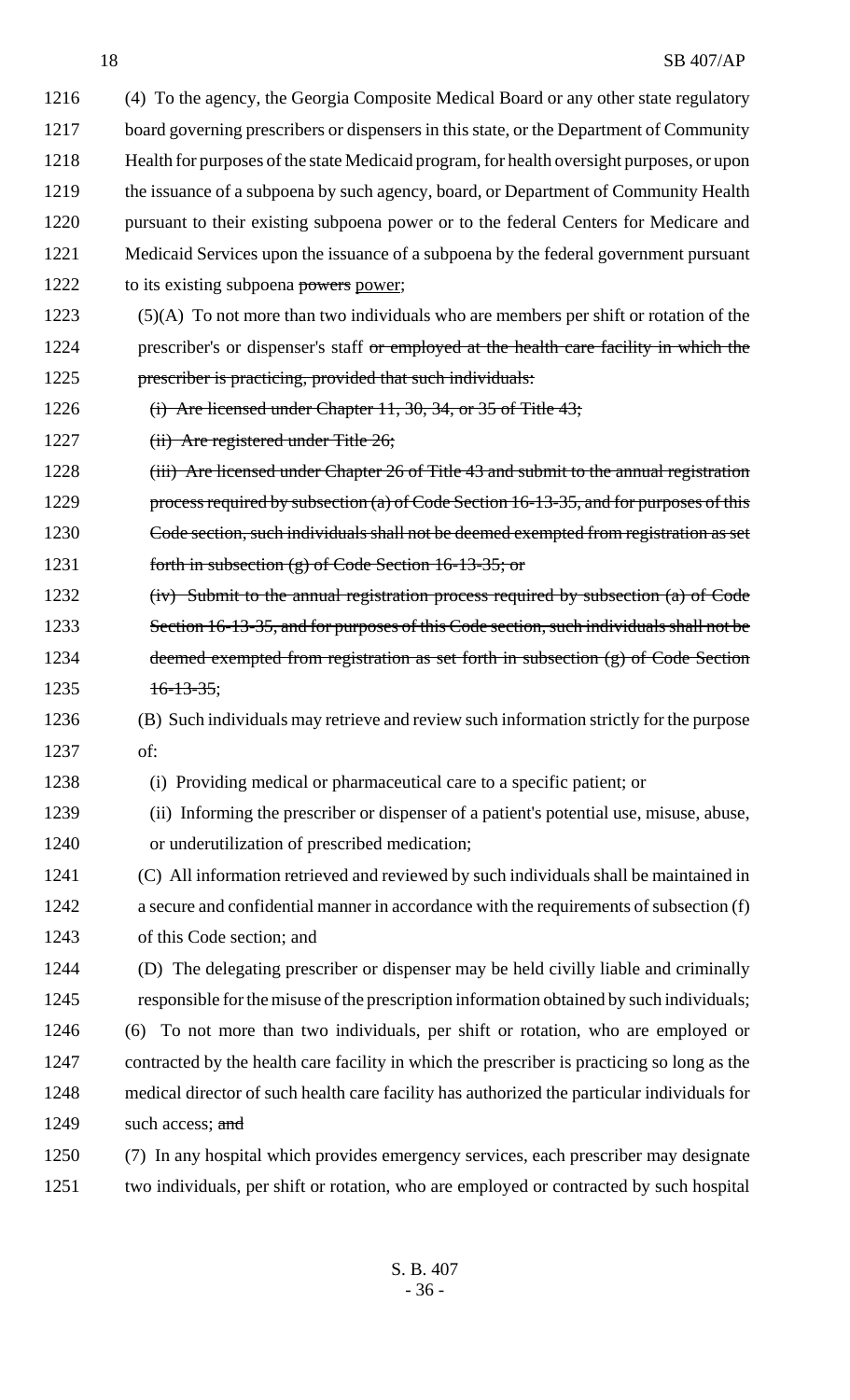(4) To the agency, the Georgia Composite Medical Board or any other state regulatory board governing prescribers or dispensers in this state, or the Department of Community Health for purposes of the state Medicaid program, for health oversight purposes, or upon the issuance of a subpoena by such agency, board, or Department of Community Health pursuant to their existing subpoena power or to the federal Centers for Medicare and Medicaid Services upon the issuance of a subpoena by the federal government pursuant to its existing subpoena ~~powers~~ power;

(5)(A) To not more than two individuals who are members per shift or rotation of the prescriber's or dispenser's staff ~~or employed at the health care facility in which the prescriber is practicing, provided that such individuals:~~

~~(i) Are licensed under Chapter 11, 30, 34, or 35 of Title 43;~~

~~(ii) Are registered under Title 26;~~

~~(iii) Are licensed under Chapter 26 of Title 43 and submit to the annual registration process required by subsection (a) of Code Section 16-13-35, and for purposes of this Code section, such individuals shall not be deemed exempted from registration as set forth in subsection (g) of Code Section 16-13-35; or~~

~~(iv) Submit to the annual registration process required by subsection (a) of Code Section 16-13-35, and for purposes of this Code section, such individuals shall not be deemed exempted from registration as set forth in subsection (g) of Code Section 16-13-35~~;

(B) Such individuals may retrieve and review such information strictly for the purpose of:

(i) Providing medical or pharmaceutical care to a specific patient; or

(ii) Informing the prescriber or dispenser of a patient's potential use, misuse, abuse, or underutilization of prescribed medication;

(C) All information retrieved and reviewed by such individuals shall be maintained in a secure and confidential manner in accordance with the requirements of subsection (f) of this Code section; and

(D) The delegating prescriber or dispenser may be held civilly liable and criminally responsible for the misuse of the prescription information obtained by such individuals;

(6) To not more than two individuals, per shift or rotation, who are employed or contracted by the health care facility in which the prescriber is practicing so long as the medical director of such health care facility has authorized the particular individuals for such access; ~~and~~

(7) In any hospital which provides emergency services, each prescriber may designate two individuals, per shift or rotation, who are employed or contracted by such hospital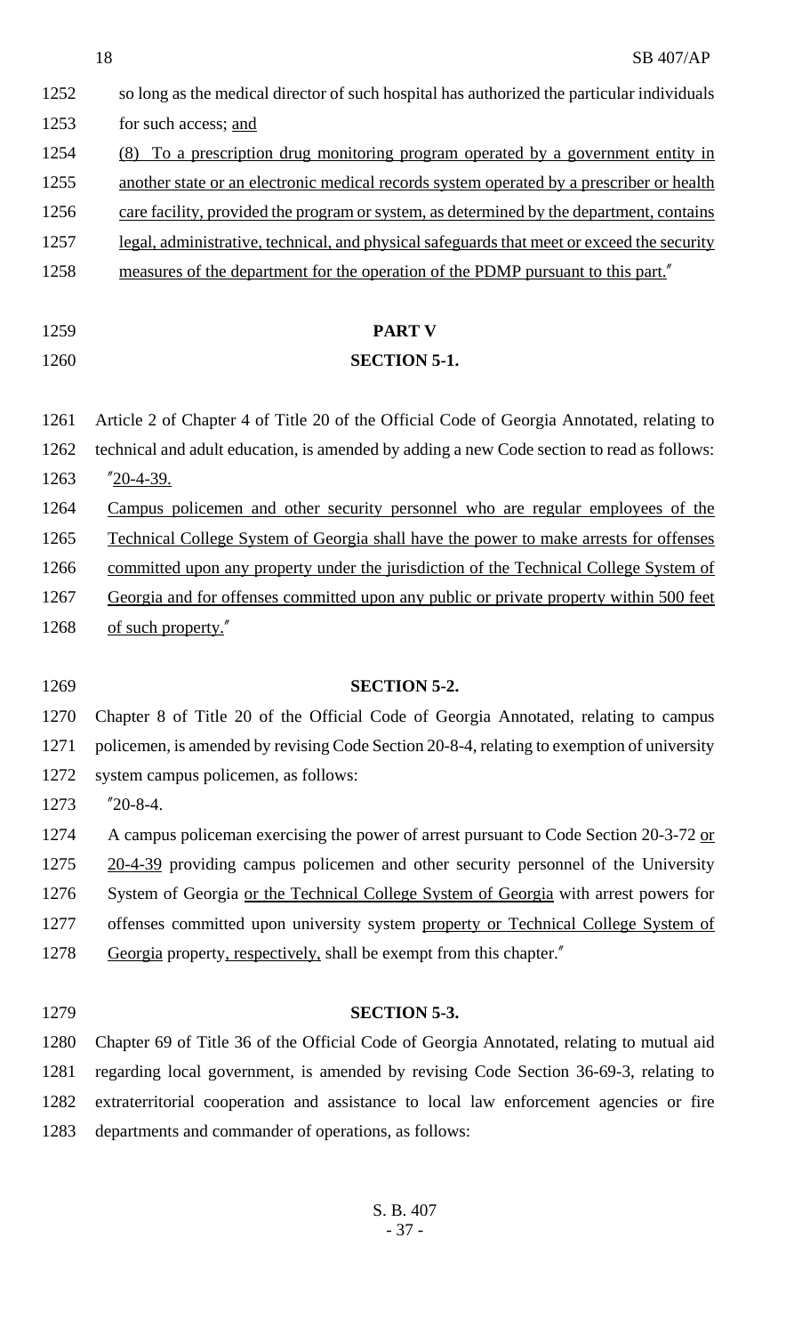so long as the medical director of such hospital has authorized the particular individuals for such access; <u>and</u>

<u>(8) To a prescription drug monitoring program operated by a government entity in another state or an electronic medical records system operated by a prescriber or health care facility, provided the program or system, as determined by the department, contains legal, administrative, technical, and physical safeguards that meet or exceed the security measures of the department for the operation of the PDMP pursuant to this part.</u>"

## PART V

### SECTION 5-1.

Article 2 of Chapter 4 of Title 20 of the Official Code of Georgia Annotated, relating to technical and adult education, is amended by adding a new Code section to read as follows:

"<u>20-4-39.</u>

<u>Campus policemen and other security personnel who are regular employees of the Technical College System of Georgia shall have the power to make arrests for offenses committed upon any property under the jurisdiction of the Technical College System of Georgia and for offenses committed upon any public or private property within 500 feet of such property.</u>"

### SECTION 5-2.

Chapter 8 of Title 20 of the Official Code of Georgia Annotated, relating to campus policemen, is amended by revising Code Section 20-8-4, relating to exemption of university system campus policemen, as follows:

"20-8-4.

A campus policeman exercising the power of arrest pursuant to Code Section 20-3-72 <u>or 20-4-39</u> providing campus policemen and other security personnel of the University System of Georgia <u>or the Technical College System of Georgia</u> with arrest powers for offenses committed upon university system <u>property or Technical College System of Georgia</u> property<u>, respectively,</u> shall be exempt from this chapter."

### SECTION 5-3.

Chapter 69 of Title 36 of the Official Code of Georgia Annotated, relating to mutual aid regarding local government, is amended by revising Code Section 36-69-3, relating to extraterritorial cooperation and assistance to local law enforcement agencies or fire departments and commander of operations, as follows: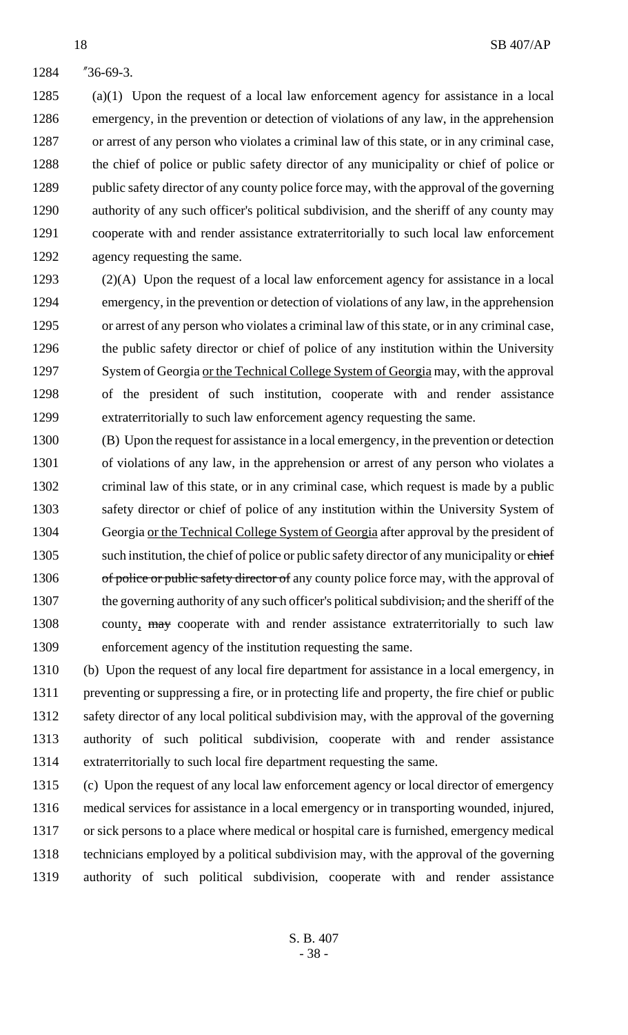"36-69-3.

(a)(1) Upon the request of a local law enforcement agency for assistance in a local emergency, in the prevention or detection of violations of any law, in the apprehension or arrest of any person who violates a criminal law of this state, or in any criminal case, the chief of police or public safety director of any municipality or chief of police or public safety director of any county police force may, with the approval of the governing authority of any such officer's political subdivision, and the sheriff of any county may cooperate with and render assistance extraterritorially to such local law enforcement agency requesting the same.

(2)(A) Upon the request of a local law enforcement agency for assistance in a local emergency, in the prevention or detection of violations of any law, in the apprehension or arrest of any person who violates a criminal law of this state, or in any criminal case, the public safety director or chief of police of any institution within the University System of Georgia <u>or the Technical College System of Georgia</u> may, with the approval of the president of such institution, cooperate with and render assistance extraterritorially to such law enforcement agency requesting the same.

(B) Upon the request for assistance in a local emergency, in the prevention or detection of violations of any law, in the apprehension or arrest of any person who violates a criminal law of this state, or in any criminal case, which request is made by a public safety director or chief of police of any institution within the University System of Georgia <u>or the Technical College System of Georgia</u> after approval by the president of such institution, the chief of police or public safety director of any municipality or ~~chief of police or public safety director of~~ any county police force may, with the approval of the governing authority of any such officer's political subdivision~~,~~ and the sheriff of the county<u>,</u> ~~may~~ cooperate with and render assistance extraterritorially to such law enforcement agency of the institution requesting the same.

(b) Upon the request of any local fire department for assistance in a local emergency, in preventing or suppressing a fire, or in protecting life and property, the fire chief or public safety director of any local political subdivision may, with the approval of the governing authority of such political subdivision, cooperate with and render assistance extraterritorially to such local fire department requesting the same.

(c) Upon the request of any local law enforcement agency or local director of emergency medical services for assistance in a local emergency or in transporting wounded, injured, or sick persons to a place where medical or hospital care is furnished, emergency medical technicians employed by a political subdivision may, with the approval of the governing authority of such political subdivision, cooperate with and render assistance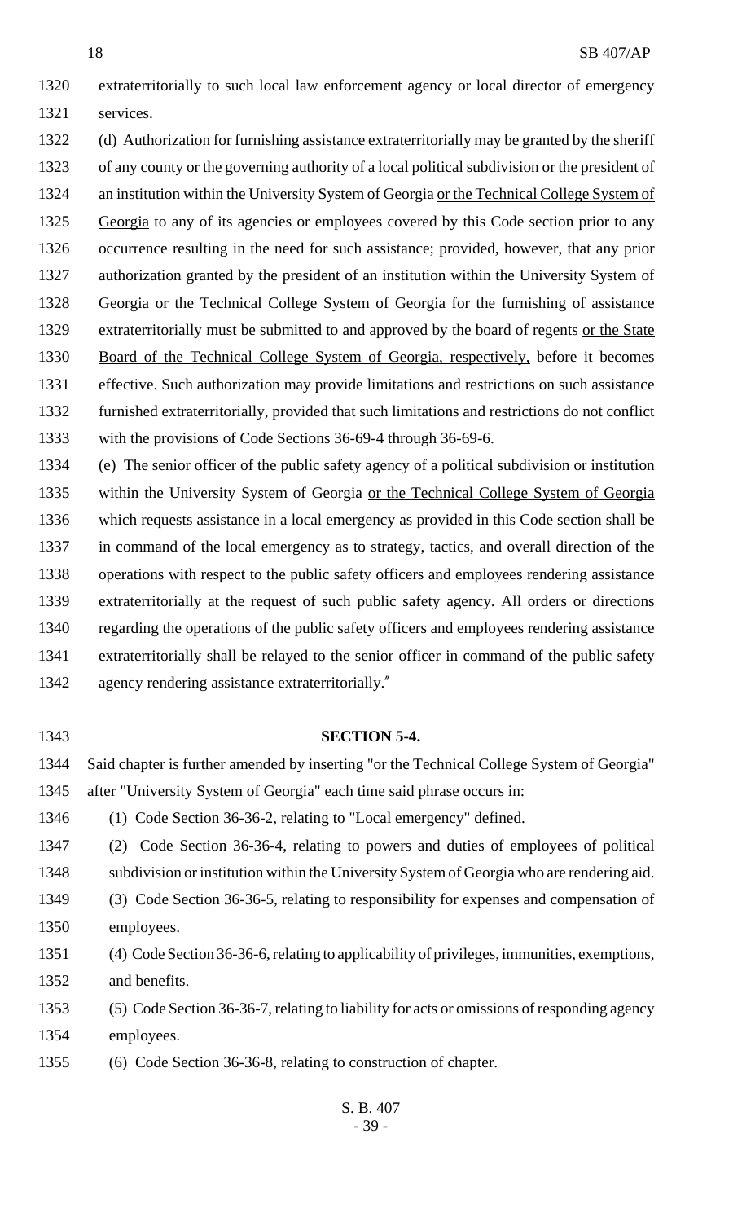extraterritorially to such local law enforcement agency or local director of emergency services.

(d) Authorization for furnishing assistance extraterritorially may be granted by the sheriff of any county or the governing authority of a local political subdivision or the president of an institution within the University System of Georgia or the Technical College System of Georgia to any of its agencies or employees covered by this Code section prior to any occurrence resulting in the need for such assistance; provided, however, that any prior authorization granted by the president of an institution within the University System of Georgia or the Technical College System of Georgia for the furnishing of assistance extraterritorially must be submitted to and approved by the board of regents or the State Board of the Technical College System of Georgia, respectively, before it becomes effective. Such authorization may provide limitations and restrictions on such assistance furnished extraterritorially, provided that such limitations and restrictions do not conflict with the provisions of Code Sections 36-69-4 through 36-69-6.

(e) The senior officer of the public safety agency of a political subdivision or institution within the University System of Georgia or the Technical College System of Georgia which requests assistance in a local emergency as provided in this Code section shall be in command of the local emergency as to strategy, tactics, and overall direction of the operations with respect to the public safety officers and employees rendering assistance extraterritorially at the request of such public safety agency. All orders or directions regarding the operations of the public safety officers and employees rendering assistance extraterritorially shall be relayed to the senior officer in command of the public safety agency rendering assistance extraterritorially."

**SECTION 5-4.**

Said chapter is further amended by inserting "or the Technical College System of Georgia" after "University System of Georgia" each time said phrase occurs in:

(1) Code Section 36-36-2, relating to "Local emergency" defined.

(2) Code Section 36-36-4, relating to powers and duties of employees of political subdivision or institution within the University System of Georgia who are rendering aid.

(3) Code Section 36-36-5, relating to responsibility for expenses and compensation of employees.

(4) Code Section 36-36-6, relating to applicability of privileges, immunities, exemptions, and benefits.

(5) Code Section 36-36-7, relating to liability for acts or omissions of responding agency employees.

(6) Code Section 36-36-8, relating to construction of chapter.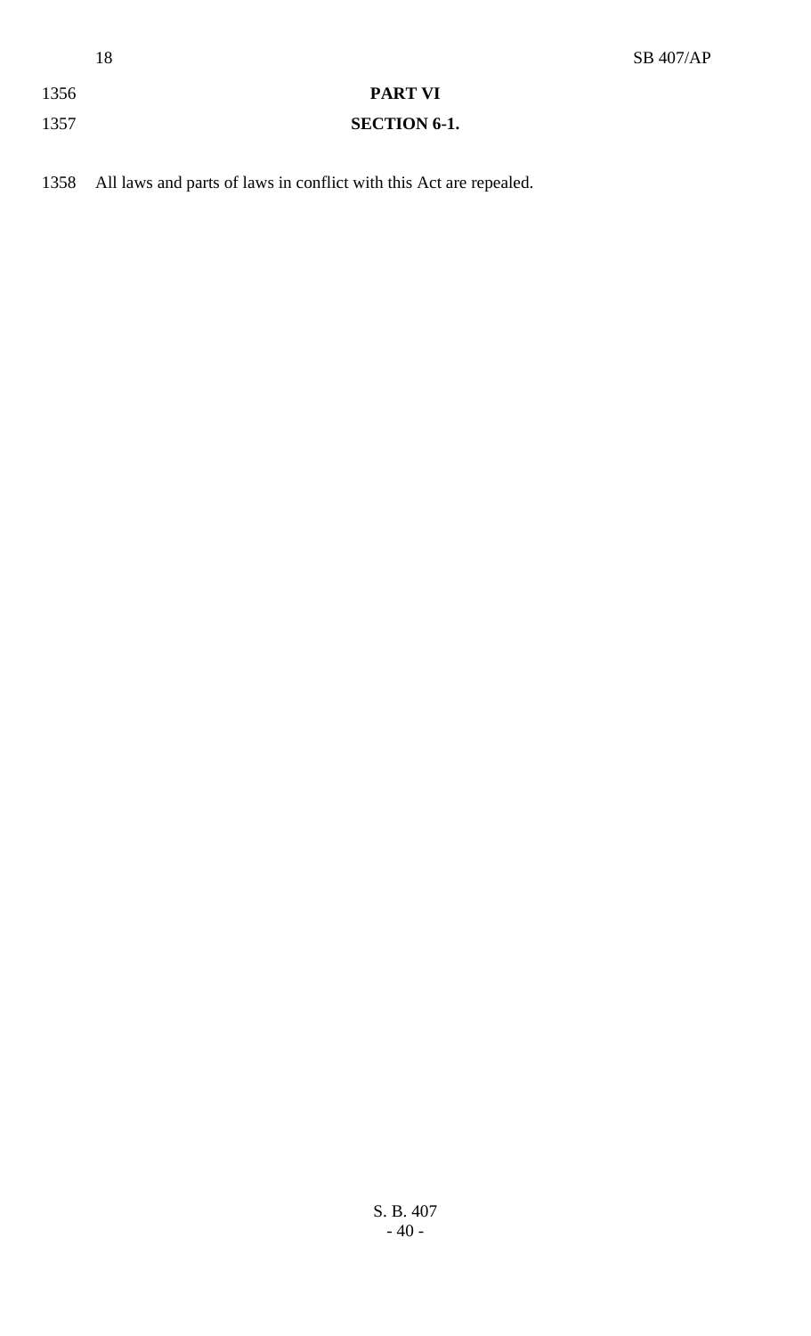**PART VI**

**SECTION 6-1.**

All laws and parts of laws in conflict with this Act are repealed.